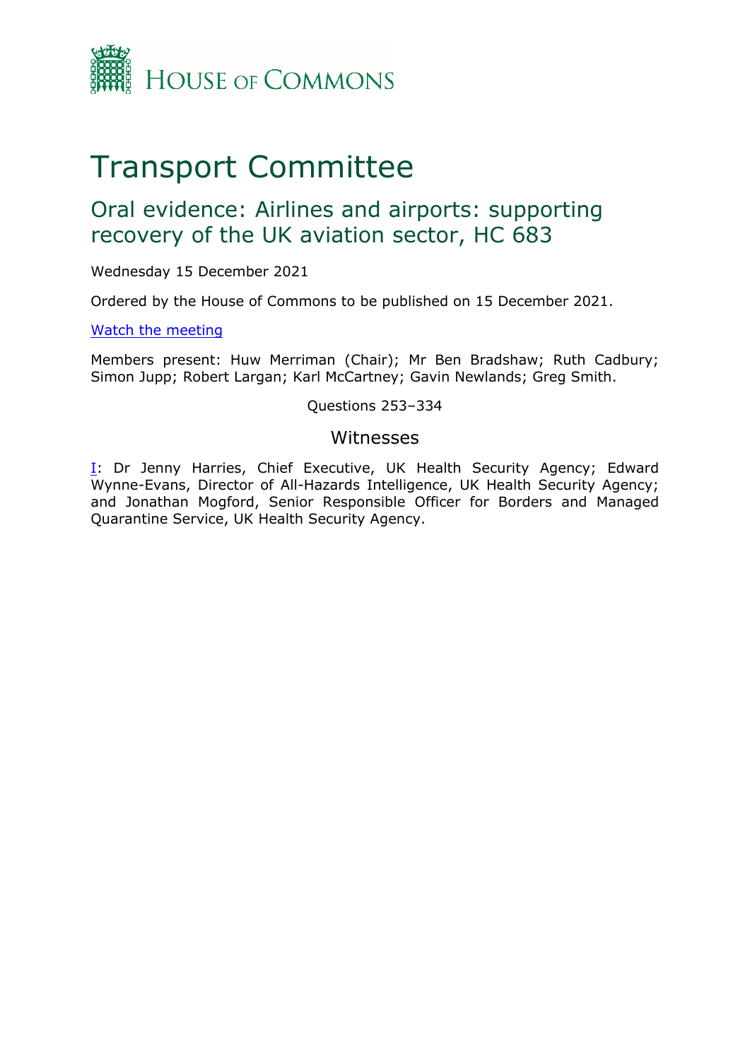HOUSE OF COMMONS

# Transport Committee

## Oral evidence: Airlines and airports: supporting recovery of the UK aviation sector, HC 683

Wednesday 15 December 2021

Ordered by the House of Commons to be published on 15 December 2021.

[Watch the meeting](#)

Members present: Huw Merriman (Chair); Mr Ben Bradshaw; Ruth Cadbury; Simon Jupp; Robert Largan; Karl McCartney; Gavin Newlands; Greg Smith.

Questions 253–334

### Witnesses

[I](#): Dr Jenny Harries, Chief Executive, UK Health Security Agency; Edward Wynne-Evans, Director of All-Hazards Intelligence, UK Health Security Agency; and Jonathan Mogford, Senior Responsible Officer for Borders and Managed Quarantine Service, UK Health Security Agency.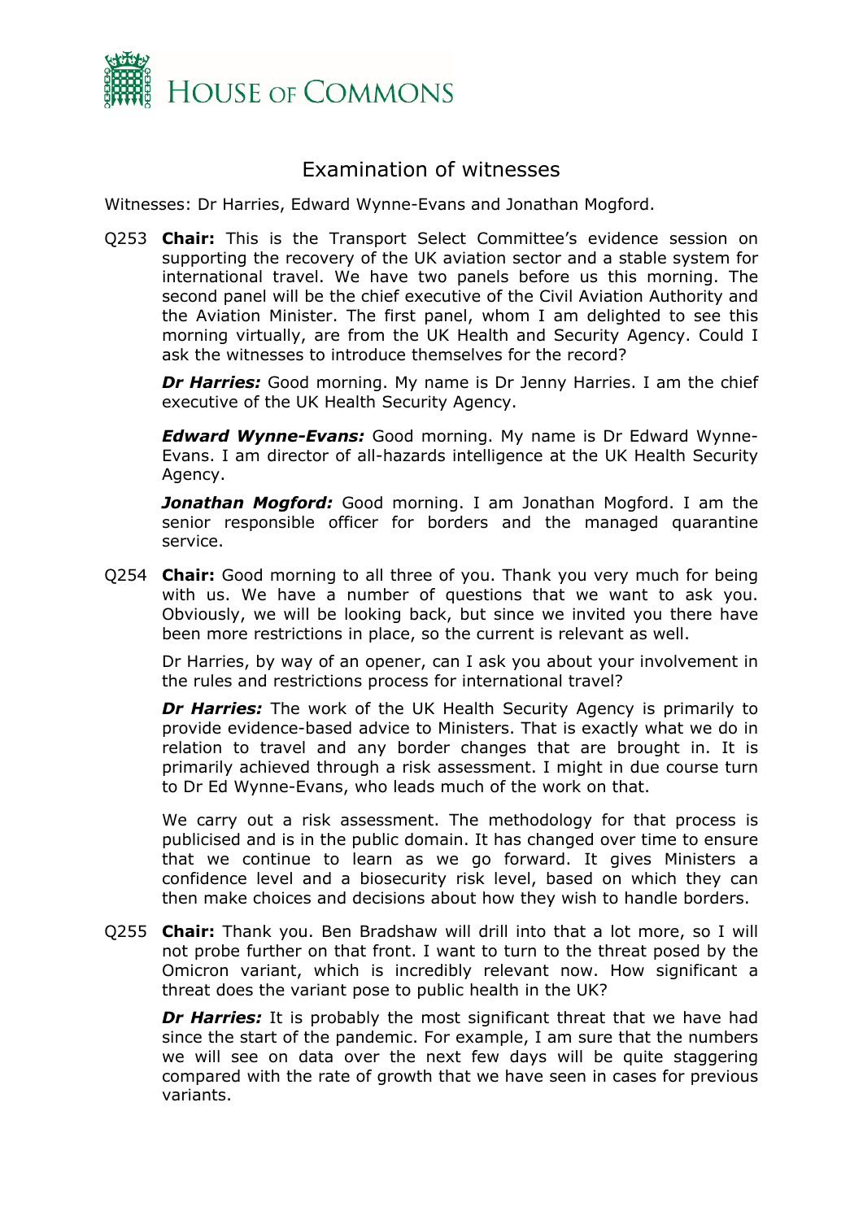# Examination of witnesses

Witnesses: Dr Harries, Edward Wynne-Evans and Jonathan Mogford.

Q253 **Chair:** This is the Transport Select Committee's evidence session on supporting the recovery of the UK aviation sector and a stable system for international travel. We have two panels before us this morning. The second panel will be the chief executive of the Civil Aviation Authority and the Aviation Minister. The first panel, whom I am delighted to see this morning virtually, are from the UK Health and Security Agency. Could I ask the witnesses to introduce themselves for the record?

***Dr Harries:*** Good morning. My name is Dr Jenny Harries. I am the chief executive of the UK Health Security Agency.

***Edward Wynne-Evans:*** Good morning. My name is Dr Edward Wynne-Evans. I am director of all-hazards intelligence at the UK Health Security Agency.

***Jonathan Mogford:*** Good morning. I am Jonathan Mogford. I am the senior responsible officer for borders and the managed quarantine service.

Q254 **Chair:** Good morning to all three of you. Thank you very much for being with us. We have a number of questions that we want to ask you. Obviously, we will be looking back, but since we invited you there have been more restrictions in place, so the current is relevant as well.

Dr Harries, by way of an opener, can I ask you about your involvement in the rules and restrictions process for international travel?

***Dr Harries:*** The work of the UK Health Security Agency is primarily to provide evidence-based advice to Ministers. That is exactly what we do in relation to travel and any border changes that are brought in. It is primarily achieved through a risk assessment. I might in due course turn to Dr Ed Wynne-Evans, who leads much of the work on that.

We carry out a risk assessment. The methodology for that process is publicised and is in the public domain. It has changed over time to ensure that we continue to learn as we go forward. It gives Ministers a confidence level and a biosecurity risk level, based on which they can then make choices and decisions about how they wish to handle borders.

Q255 **Chair:** Thank you. Ben Bradshaw will drill into that a lot more, so I will not probe further on that front. I want to turn to the threat posed by the Omicron variant, which is incredibly relevant now. How significant a threat does the variant pose to public health in the UK?

***Dr Harries:*** It is probably the most significant threat that we have had since the start of the pandemic. For example, I am sure that the numbers we will see on data over the next few days will be quite staggering compared with the rate of growth that we have seen in cases for previous variants.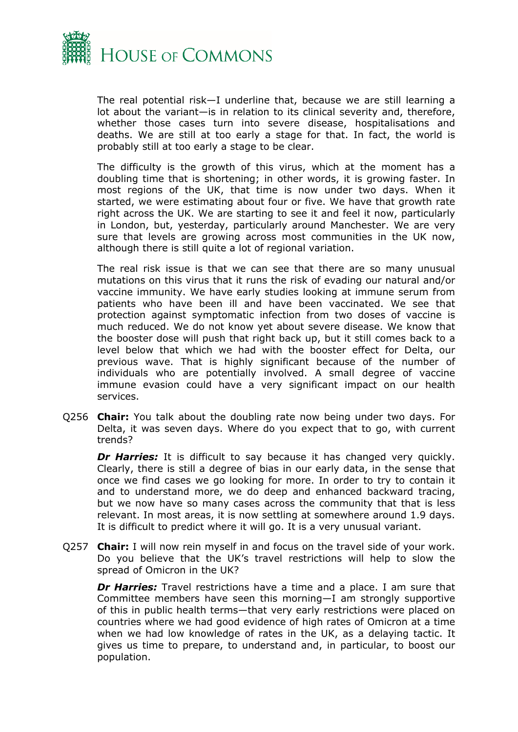The real potential risk—I underline that, because we are still learning a lot about the variant—is in relation to its clinical severity and, therefore, whether those cases turn into severe disease, hospitalisations and deaths. We are still at too early a stage for that. In fact, the world is probably still at too early a stage to be clear.

The difficulty is the growth of this virus, which at the moment has a doubling time that is shortening; in other words, it is growing faster. In most regions of the UK, that time is now under two days. When it started, we were estimating about four or five. We have that growth rate right across the UK. We are starting to see it and feel it now, particularly in London, but, yesterday, particularly around Manchester. We are very sure that levels are growing across most communities in the UK now, although there is still quite a lot of regional variation.

The real risk issue is that we can see that there are so many unusual mutations on this virus that it runs the risk of evading our natural and/or vaccine immunity. We have early studies looking at immune serum from patients who have been ill and have been vaccinated. We see that protection against symptomatic infection from two doses of vaccine is much reduced. We do not know yet about severe disease. We know that the booster dose will push that right back up, but it still comes back to a level below that which we had with the booster effect for Delta, our previous wave. That is highly significant because of the number of individuals who are potentially involved. A small degree of vaccine immune evasion could have a very significant impact on our health services.

Q256 **Chair:** You talk about the doubling rate now being under two days. For Delta, it was seven days. Where do you expect that to go, with current trends?

***Dr Harries:*** It is difficult to say because it has changed very quickly. Clearly, there is still a degree of bias in our early data, in the sense that once we find cases we go looking for more. In order to try to contain it and to understand more, we do deep and enhanced backward tracing, but we now have so many cases across the community that that is less relevant. In most areas, it is now settling at somewhere around 1.9 days. It is difficult to predict where it will go. It is a very unusual variant.

Q257 **Chair:** I will now rein myself in and focus on the travel side of your work. Do you believe that the UK's travel restrictions will help to slow the spread of Omicron in the UK?

***Dr Harries:*** Travel restrictions have a time and a place. I am sure that Committee members have seen this morning—I am strongly supportive of this in public health terms—that very early restrictions were placed on countries where we had good evidence of high rates of Omicron at a time when we had low knowledge of rates in the UK, as a delaying tactic. It gives us time to prepare, to understand and, in particular, to boost our population.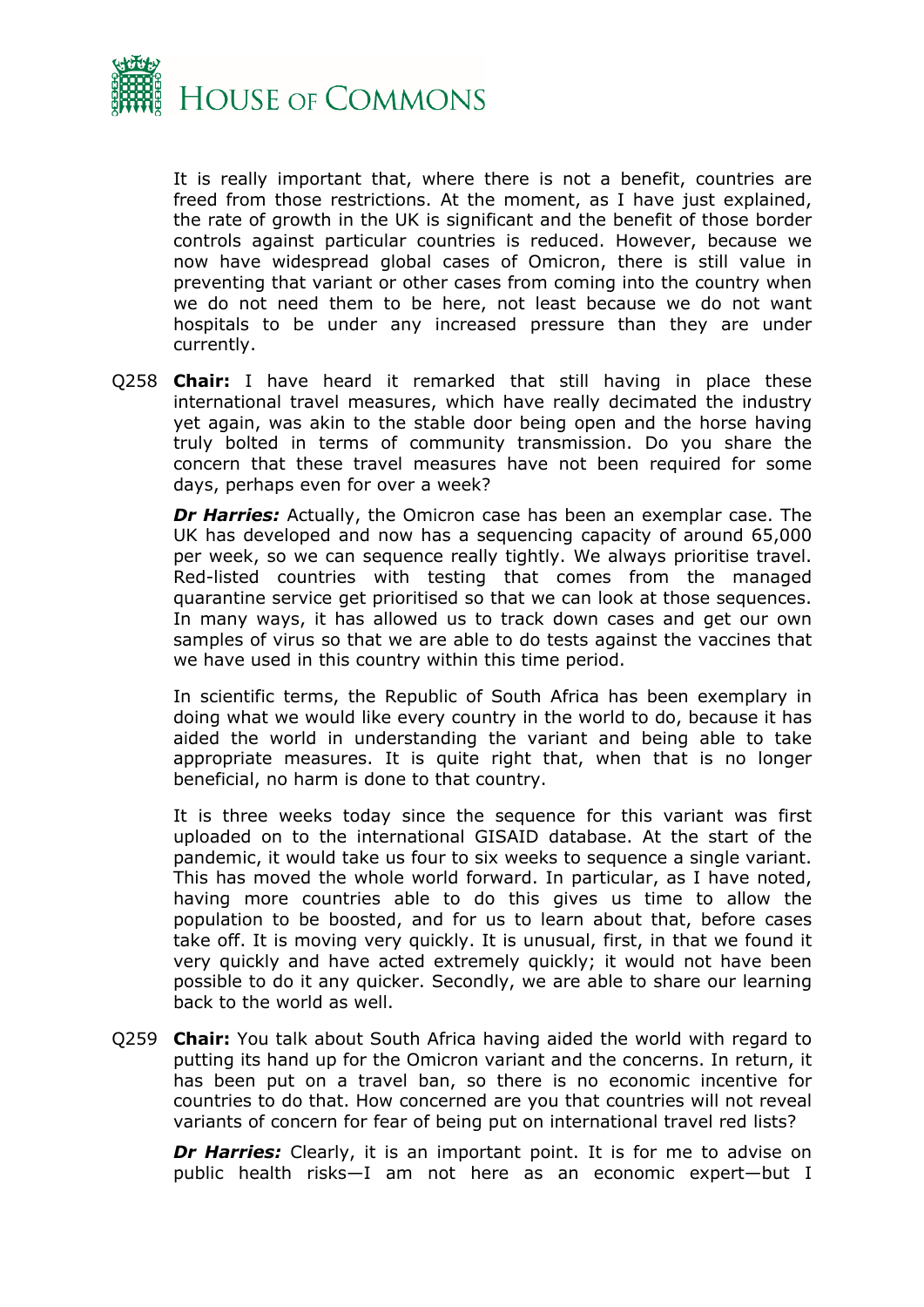It is really important that, where there is not a benefit, countries are freed from those restrictions. At the moment, as I have just explained, the rate of growth in the UK is significant and the benefit of those border controls against particular countries is reduced. However, because we now have widespread global cases of Omicron, there is still value in preventing that variant or other cases from coming into the country when we do not need them to be here, not least because we do not want hospitals to be under any increased pressure than they are under currently.

Q258 **Chair:** I have heard it remarked that still having in place these international travel measures, which have really decimated the industry yet again, was akin to the stable door being open and the horse having truly bolted in terms of community transmission. Do you share the concern that these travel measures have not been required for some days, perhaps even for over a week?

***Dr Harries:*** Actually, the Omicron case has been an exemplar case. The UK has developed and now has a sequencing capacity of around 65,000 per week, so we can sequence really tightly. We always prioritise travel. Red-listed countries with testing that comes from the managed quarantine service get prioritised so that we can look at those sequences. In many ways, it has allowed us to track down cases and get our own samples of virus so that we are able to do tests against the vaccines that we have used in this country within this time period.

In scientific terms, the Republic of South Africa has been exemplary in doing what we would like every country in the world to do, because it has aided the world in understanding the variant and being able to take appropriate measures. It is quite right that, when that is no longer beneficial, no harm is done to that country.

It is three weeks today since the sequence for this variant was first uploaded on to the international GISAID database. At the start of the pandemic, it would take us four to six weeks to sequence a single variant. This has moved the whole world forward. In particular, as I have noted, having more countries able to do this gives us time to allow the population to be boosted, and for us to learn about that, before cases take off. It is moving very quickly. It is unusual, first, in that we found it very quickly and have acted extremely quickly; it would not have been possible to do it any quicker. Secondly, we are able to share our learning back to the world as well.

Q259 **Chair:** You talk about South Africa having aided the world with regard to putting its hand up for the Omicron variant and the concerns. In return, it has been put on a travel ban, so there is no economic incentive for countries to do that. How concerned are you that countries will not reveal variants of concern for fear of being put on international travel red lists?

***Dr Harries:*** Clearly, it is an important point. It is for me to advise on public health risks—I am not here as an economic expert—but I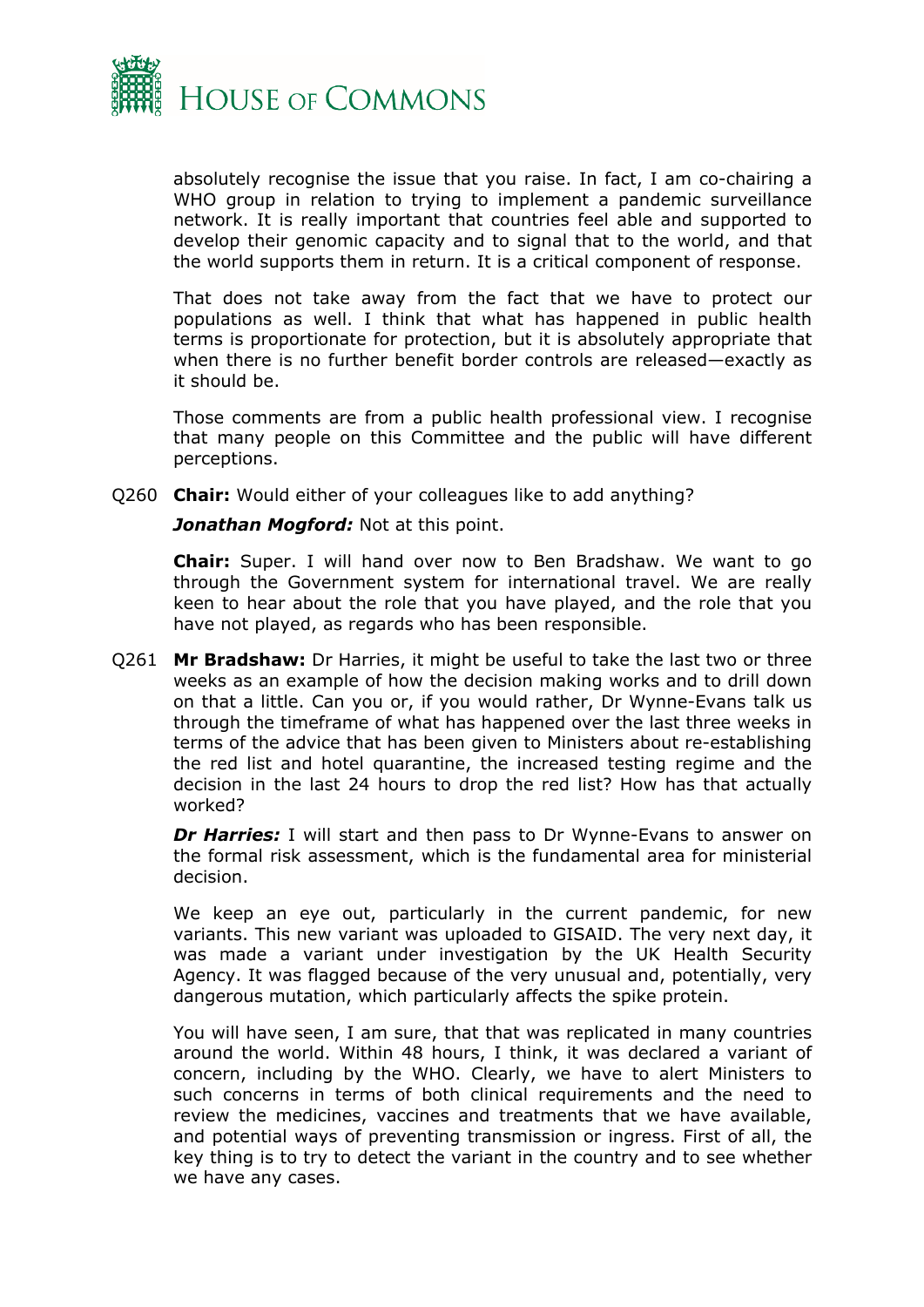absolutely recognise the issue that you raise. In fact, I am co-chairing a WHO group in relation to trying to implement a pandemic surveillance network. It is really important that countries feel able and supported to develop their genomic capacity and to signal that to the world, and that the world supports them in return. It is a critical component of response.

That does not take away from the fact that we have to protect our populations as well. I think that what has happened in public health terms is proportionate for protection, but it is absolutely appropriate that when there is no further benefit border controls are released—exactly as it should be.

Those comments are from a public health professional view. I recognise that many people on this Committee and the public will have different perceptions.

Q260 **Chair:** Would either of your colleagues like to add anything?

***Jonathan Mogford:*** Not at this point.

**Chair:** Super. I will hand over now to Ben Bradshaw. We want to go through the Government system for international travel. We are really keen to hear about the role that you have played, and the role that you have not played, as regards who has been responsible.

Q261 **Mr Bradshaw:** Dr Harries, it might be useful to take the last two or three weeks as an example of how the decision making works and to drill down on that a little. Can you or, if you would rather, Dr Wynne-Evans talk us through the timeframe of what has happened over the last three weeks in terms of the advice that has been given to Ministers about re-establishing the red list and hotel quarantine, the increased testing regime and the decision in the last 24 hours to drop the red list? How has that actually worked?

***Dr Harries:*** I will start and then pass to Dr Wynne-Evans to answer on the formal risk assessment, which is the fundamental area for ministerial decision.

We keep an eye out, particularly in the current pandemic, for new variants. This new variant was uploaded to GISAID. The very next day, it was made a variant under investigation by the UK Health Security Agency. It was flagged because of the very unusual and, potentially, very dangerous mutation, which particularly affects the spike protein.

You will have seen, I am sure, that that was replicated in many countries around the world. Within 48 hours, I think, it was declared a variant of concern, including by the WHO. Clearly, we have to alert Ministers to such concerns in terms of both clinical requirements and the need to review the medicines, vaccines and treatments that we have available, and potential ways of preventing transmission or ingress. First of all, the key thing is to try to detect the variant in the country and to see whether we have any cases.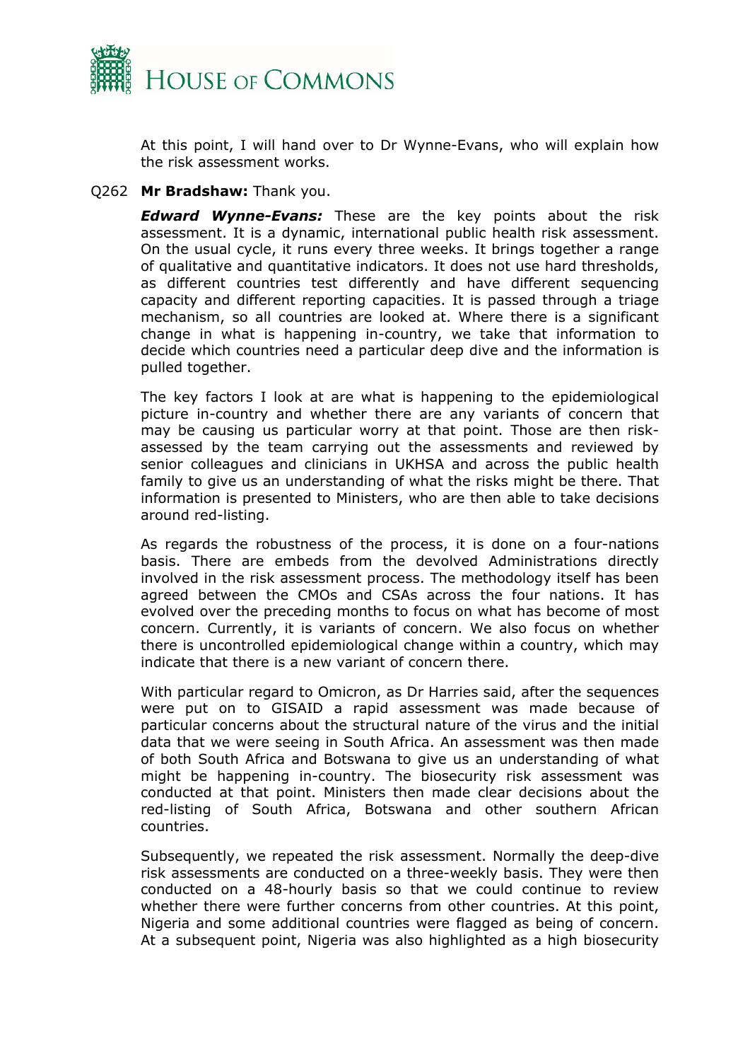At this point, I will hand over to Dr Wynne-Evans, who will explain how the risk assessment works.

Q262 **Mr Bradshaw:** Thank you.

***Edward Wynne-Evans:*** These are the key points about the risk assessment. It is a dynamic, international public health risk assessment. On the usual cycle, it runs every three weeks. It brings together a range of qualitative and quantitative indicators. It does not use hard thresholds, as different countries test differently and have different sequencing capacity and different reporting capacities. It is passed through a triage mechanism, so all countries are looked at. Where there is a significant change in what is happening in-country, we take that information to decide which countries need a particular deep dive and the information is pulled together.

The key factors I look at are what is happening to the epidemiological picture in-country and whether there are any variants of concern that may be causing us particular worry at that point. Those are then risk-assessed by the team carrying out the assessments and reviewed by senior colleagues and clinicians in UKHSA and across the public health family to give us an understanding of what the risks might be there. That information is presented to Ministers, who are then able to take decisions around red-listing.

As regards the robustness of the process, it is done on a four-nations basis. There are embeds from the devolved Administrations directly involved in the risk assessment process. The methodology itself has been agreed between the CMOs and CSAs across the four nations. It has evolved over the preceding months to focus on what has become of most concern. Currently, it is variants of concern. We also focus on whether there is uncontrolled epidemiological change within a country, which may indicate that there is a new variant of concern there.

With particular regard to Omicron, as Dr Harries said, after the sequences were put on to GISAID a rapid assessment was made because of particular concerns about the structural nature of the virus and the initial data that we were seeing in South Africa. An assessment was then made of both South Africa and Botswana to give us an understanding of what might be happening in-country. The biosecurity risk assessment was conducted at that point. Ministers then made clear decisions about the red-listing of South Africa, Botswana and other southern African countries.

Subsequently, we repeated the risk assessment. Normally the deep-dive risk assessments are conducted on a three-weekly basis. They were then conducted on a 48-hourly basis so that we could continue to review whether there were further concerns from other countries. At this point, Nigeria and some additional countries were flagged as being of concern. At a subsequent point, Nigeria was also highlighted as a high biosecurity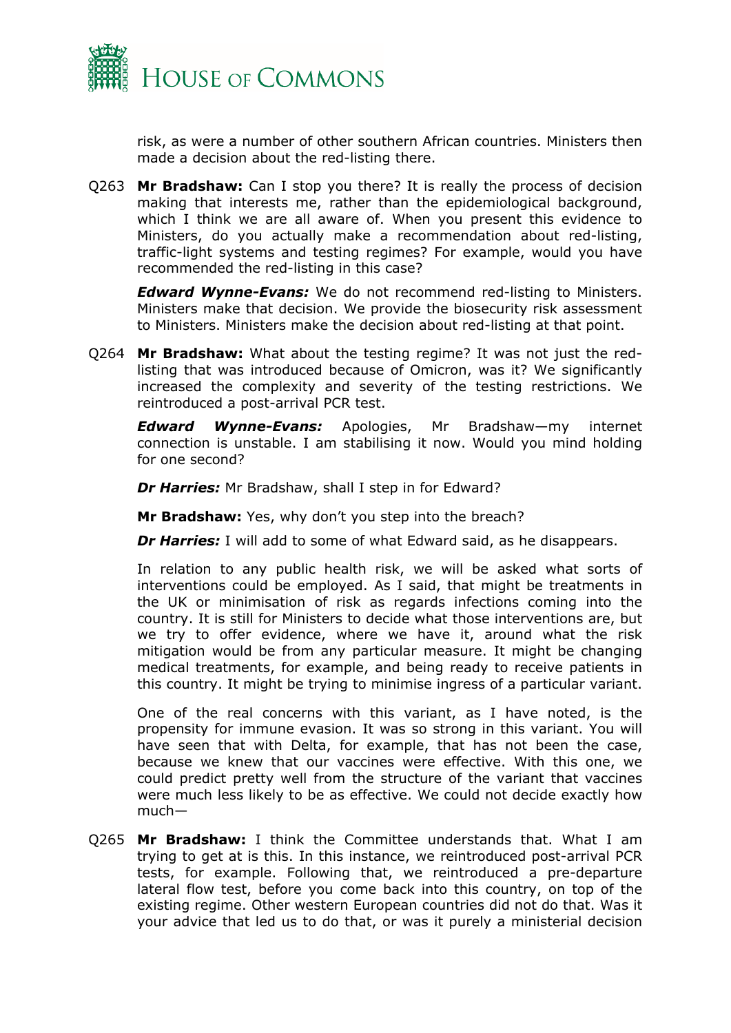risk, as were a number of other southern African countries. Ministers then made a decision about the red-listing there.

Q263 **Mr Bradshaw:** Can I stop you there? It is really the process of decision making that interests me, rather than the epidemiological background, which I think we are all aware of. When you present this evidence to Ministers, do you actually make a recommendation about red-listing, traffic-light systems and testing regimes? For example, would you have recommended the red-listing in this case?

***Edward Wynne-Evans:*** We do not recommend red-listing to Ministers. Ministers make that decision. We provide the biosecurity risk assessment to Ministers. Ministers make the decision about red-listing at that point.

Q264 **Mr Bradshaw:** What about the testing regime? It was not just the red-listing that was introduced because of Omicron, was it? We significantly increased the complexity and severity of the testing restrictions. We reintroduced a post-arrival PCR test.

***Edward Wynne-Evans:*** Apologies, Mr Bradshaw—my internet connection is unstable. I am stabilising it now. Would you mind holding for one second?

***Dr Harries:*** Mr Bradshaw, shall I step in for Edward?

**Mr Bradshaw:** Yes, why don't you step into the breach?

***Dr Harries:*** I will add to some of what Edward said, as he disappears.

In relation to any public health risk, we will be asked what sorts of interventions could be employed. As I said, that might be treatments in the UK or minimisation of risk as regards infections coming into the country. It is still for Ministers to decide what those interventions are, but we try to offer evidence, where we have it, around what the risk mitigation would be from any particular measure. It might be changing medical treatments, for example, and being ready to receive patients in this country. It might be trying to minimise ingress of a particular variant.

One of the real concerns with this variant, as I have noted, is the propensity for immune evasion. It was so strong in this variant. You will have seen that with Delta, for example, that has not been the case, because we knew that our vaccines were effective. With this one, we could predict pretty well from the structure of the variant that vaccines were much less likely to be as effective. We could not decide exactly how much—

Q265 **Mr Bradshaw:** I think the Committee understands that. What I am trying to get at is this. In this instance, we reintroduced post-arrival PCR tests, for example. Following that, we reintroduced a pre-departure lateral flow test, before you come back into this country, on top of the existing regime. Other western European countries did not do that. Was it your advice that led us to do that, or was it purely a ministerial decision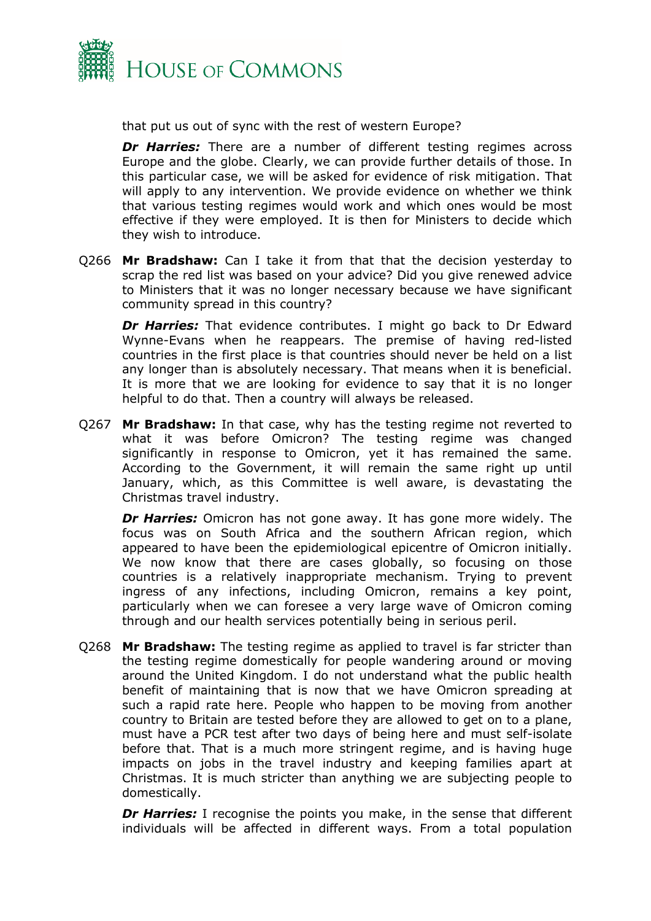that put us out of sync with the rest of western Europe?

***Dr Harries:*** There are a number of different testing regimes across Europe and the globe. Clearly, we can provide further details of those. In this particular case, we will be asked for evidence of risk mitigation. That will apply to any intervention. We provide evidence on whether we think that various testing regimes would work and which ones would be most effective if they were employed. It is then for Ministers to decide which they wish to introduce.

Q266 **Mr Bradshaw:** Can I take it from that that the decision yesterday to scrap the red list was based on your advice? Did you give renewed advice to Ministers that it was no longer necessary because we have significant community spread in this country?

***Dr Harries:*** That evidence contributes. I might go back to Dr Edward Wynne-Evans when he reappears. The premise of having red-listed countries in the first place is that countries should never be held on a list any longer than is absolutely necessary. That means when it is beneficial. It is more that we are looking for evidence to say that it is no longer helpful to do that. Then a country will always be released.

Q267 **Mr Bradshaw:** In that case, why has the testing regime not reverted to what it was before Omicron? The testing regime was changed significantly in response to Omicron, yet it has remained the same. According to the Government, it will remain the same right up until January, which, as this Committee is well aware, is devastating the Christmas travel industry.

***Dr Harries:*** Omicron has not gone away. It has gone more widely. The focus was on South Africa and the southern African region, which appeared to have been the epidemiological epicentre of Omicron initially. We now know that there are cases globally, so focusing on those countries is a relatively inappropriate mechanism. Trying to prevent ingress of any infections, including Omicron, remains a key point, particularly when we can foresee a very large wave of Omicron coming through and our health services potentially being in serious peril.

Q268 **Mr Bradshaw:** The testing regime as applied to travel is far stricter than the testing regime domestically for people wandering around or moving around the United Kingdom. I do not understand what the public health benefit of maintaining that is now that we have Omicron spreading at such a rapid rate here. People who happen to be moving from another country to Britain are tested before they are allowed to get on to a plane, must have a PCR test after two days of being here and must self-isolate before that. That is a much more stringent regime, and is having huge impacts on jobs in the travel industry and keeping families apart at Christmas. It is much stricter than anything we are subjecting people to domestically.

***Dr Harries:*** I recognise the points you make, in the sense that different individuals will be affected in different ways. From a total population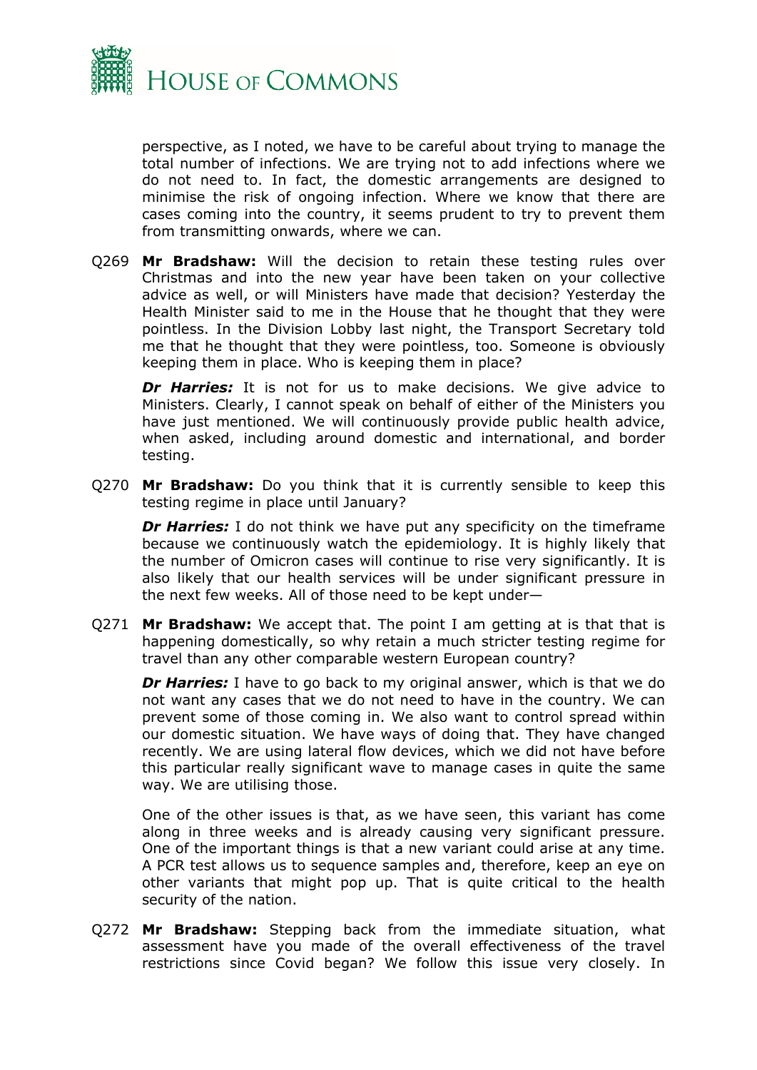perspective, as I noted, we have to be careful about trying to manage the total number of infections. We are trying not to add infections where we do not need to. In fact, the domestic arrangements are designed to minimise the risk of ongoing infection. Where we know that there are cases coming into the country, it seems prudent to try to prevent them from transmitting onwards, where we can.

Q269 **Mr Bradshaw:** Will the decision to retain these testing rules over Christmas and into the new year have been taken on your collective advice as well, or will Ministers have made that decision? Yesterday the Health Minister said to me in the House that he thought that they were pointless. In the Division Lobby last night, the Transport Secretary told me that he thought that they were pointless, too. Someone is obviously keeping them in place. Who is keeping them in place?

***Dr Harries:*** It is not for us to make decisions. We give advice to Ministers. Clearly, I cannot speak on behalf of either of the Ministers you have just mentioned. We will continuously provide public health advice, when asked, including around domestic and international, and border testing.

Q270 **Mr Bradshaw:** Do you think that it is currently sensible to keep this testing regime in place until January?

***Dr Harries:*** I do not think we have put any specificity on the timeframe because we continuously watch the epidemiology. It is highly likely that the number of Omicron cases will continue to rise very significantly. It is also likely that our health services will be under significant pressure in the next few weeks. All of those need to be kept under—

Q271 **Mr Bradshaw:** We accept that. The point I am getting at is that that is happening domestically, so why retain a much stricter testing regime for travel than any other comparable western European country?

***Dr Harries:*** I have to go back to my original answer, which is that we do not want any cases that we do not need to have in the country. We can prevent some of those coming in. We also want to control spread within our domestic situation. We have ways of doing that. They have changed recently. We are using lateral flow devices, which we did not have before this particular really significant wave to manage cases in quite the same way. We are utilising those.

One of the other issues is that, as we have seen, this variant has come along in three weeks and is already causing very significant pressure. One of the important things is that a new variant could arise at any time. A PCR test allows us to sequence samples and, therefore, keep an eye on other variants that might pop up. That is quite critical to the health security of the nation.

Q272 **Mr Bradshaw:** Stepping back from the immediate situation, what assessment have you made of the overall effectiveness of the travel restrictions since Covid began? We follow this issue very closely. In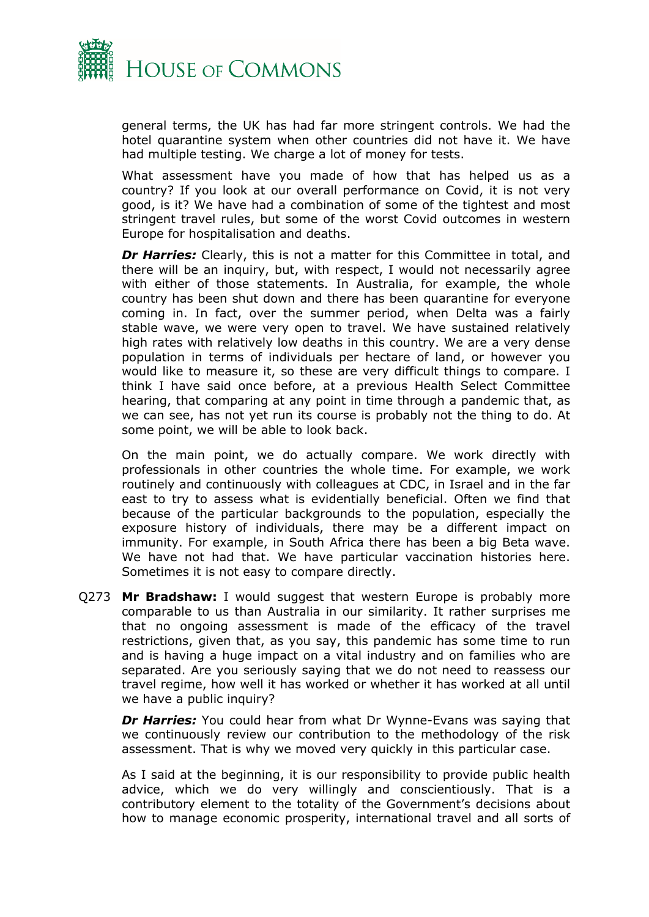general terms, the UK has had far more stringent controls. We had the hotel quarantine system when other countries did not have it. We have had multiple testing. We charge a lot of money for tests.

What assessment have you made of how that has helped us as a country? If you look at our overall performance on Covid, it is not very good, is it? We have had a combination of some of the tightest and most stringent travel rules, but some of the worst Covid outcomes in western Europe for hospitalisation and deaths.

***Dr Harries:*** Clearly, this is not a matter for this Committee in total, and there will be an inquiry, but, with respect, I would not necessarily agree with either of those statements. In Australia, for example, the whole country has been shut down and there has been quarantine for everyone coming in. In fact, over the summer period, when Delta was a fairly stable wave, we were very open to travel. We have sustained relatively high rates with relatively low deaths in this country. We are a very dense population in terms of individuals per hectare of land, or however you would like to measure it, so these are very difficult things to compare. I think I have said once before, at a previous Health Select Committee hearing, that comparing at any point in time through a pandemic that, as we can see, has not yet run its course is probably not the thing to do. At some point, we will be able to look back.

On the main point, we do actually compare. We work directly with professionals in other countries the whole time. For example, we work routinely and continuously with colleagues at CDC, in Israel and in the far east to try to assess what is evidentially beneficial. Often we find that because of the particular backgrounds to the population, especially the exposure history of individuals, there may be a different impact on immunity. For example, in South Africa there has been a big Beta wave. We have not had that. We have particular vaccination histories here. Sometimes it is not easy to compare directly.

Q273 **Mr Bradshaw:** I would suggest that western Europe is probably more comparable to us than Australia in our similarity. It rather surprises me that no ongoing assessment is made of the efficacy of the travel restrictions, given that, as you say, this pandemic has some time to run and is having a huge impact on a vital industry and on families who are separated. Are you seriously saying that we do not need to reassess our travel regime, how well it has worked or whether it has worked at all until we have a public inquiry?

***Dr Harries:*** You could hear from what Dr Wynne-Evans was saying that we continuously review our contribution to the methodology of the risk assessment. That is why we moved very quickly in this particular case.

As I said at the beginning, it is our responsibility to provide public health advice, which we do very willingly and conscientiously. That is a contributory element to the totality of the Government's decisions about how to manage economic prosperity, international travel and all sorts of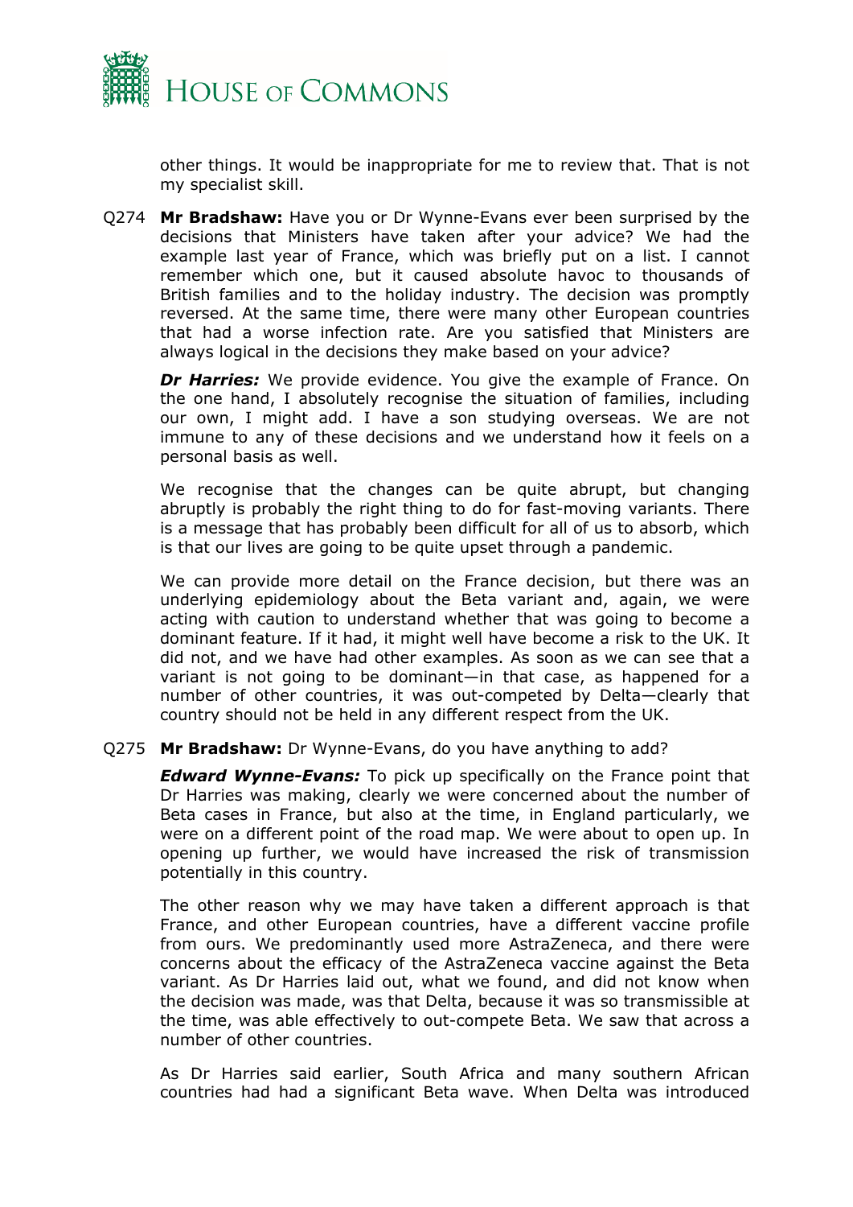other things. It would be inappropriate for me to review that. That is not my specialist skill.

Q274 **Mr Bradshaw:** Have you or Dr Wynne-Evans ever been surprised by the decisions that Ministers have taken after your advice? We had the example last year of France, which was briefly put on a list. I cannot remember which one, but it caused absolute havoc to thousands of British families and to the holiday industry. The decision was promptly reversed. At the same time, there were many other European countries that had a worse infection rate. Are you satisfied that Ministers are always logical in the decisions they make based on your advice?

***Dr Harries:*** We provide evidence. You give the example of France. On the one hand, I absolutely recognise the situation of families, including our own, I might add. I have a son studying overseas. We are not immune to any of these decisions and we understand how it feels on a personal basis as well.

We recognise that the changes can be quite abrupt, but changing abruptly is probably the right thing to do for fast-moving variants. There is a message that has probably been difficult for all of us to absorb, which is that our lives are going to be quite upset through a pandemic.

We can provide more detail on the France decision, but there was an underlying epidemiology about the Beta variant and, again, we were acting with caution to understand whether that was going to become a dominant feature. If it had, it might well have become a risk to the UK. It did not, and we have had other examples. As soon as we can see that a variant is not going to be dominant—in that case, as happened for a number of other countries, it was out-competed by Delta—clearly that country should not be held in any different respect from the UK.

Q275 **Mr Bradshaw:** Dr Wynne-Evans, do you have anything to add?

***Edward Wynne-Evans:*** To pick up specifically on the France point that Dr Harries was making, clearly we were concerned about the number of Beta cases in France, but also at the time, in England particularly, we were on a different point of the road map. We were about to open up. In opening up further, we would have increased the risk of transmission potentially in this country.

The other reason why we may have taken a different approach is that France, and other European countries, have a different vaccine profile from ours. We predominantly used more AstraZeneca, and there were concerns about the efficacy of the AstraZeneca vaccine against the Beta variant. As Dr Harries laid out, what we found, and did not know when the decision was made, was that Delta, because it was so transmissible at the time, was able effectively to out-compete Beta. We saw that across a number of other countries.

As Dr Harries said earlier, South Africa and many southern African countries had had a significant Beta wave. When Delta was introduced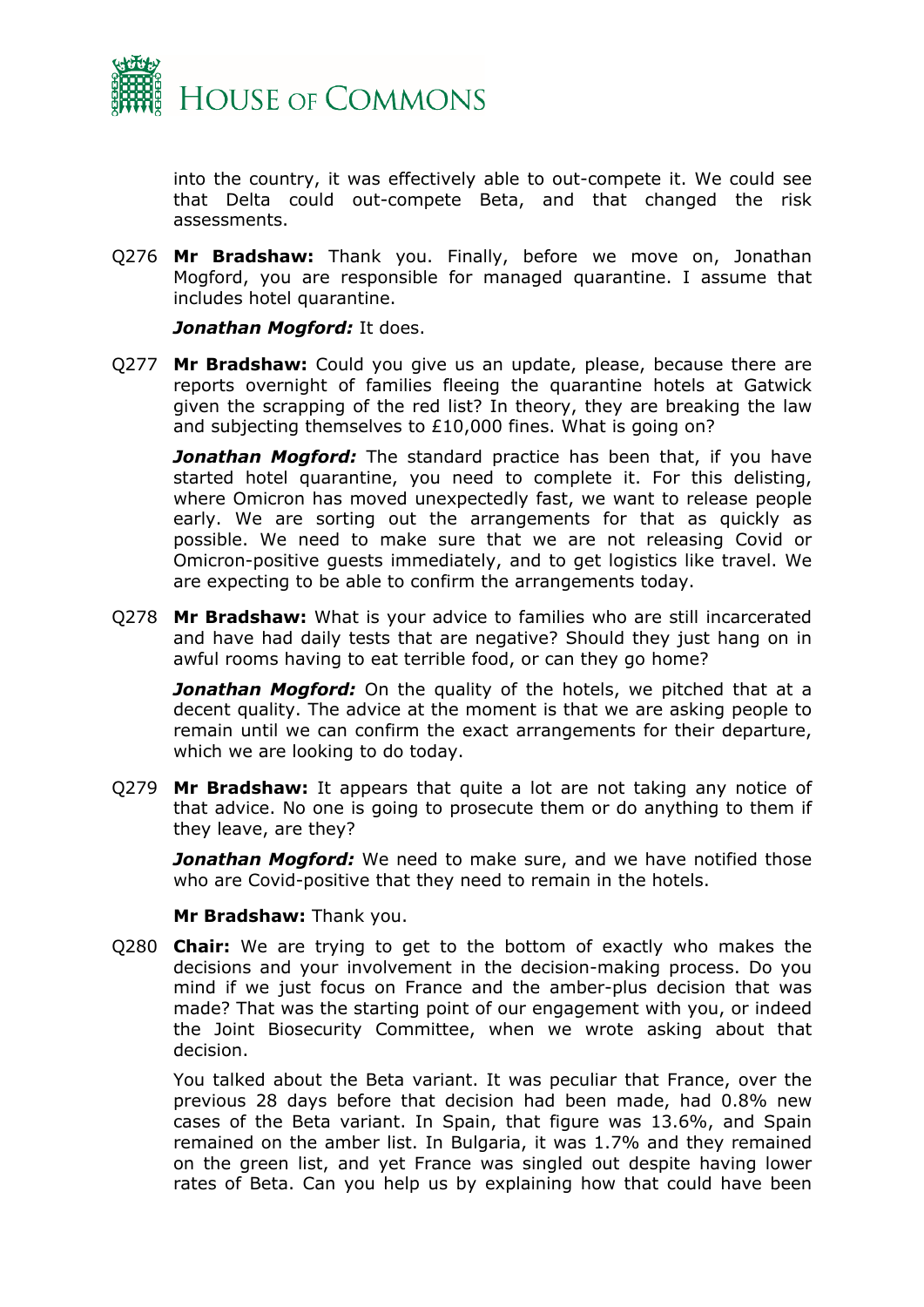into the country, it was effectively able to out-compete it. We could see that Delta could out-compete Beta, and that changed the risk assessments.

Q276 **Mr Bradshaw:** Thank you. Finally, before we move on, Jonathan Mogford, you are responsible for managed quarantine. I assume that includes hotel quarantine.

***Jonathan Mogford:*** It does.

Q277 **Mr Bradshaw:** Could you give us an update, please, because there are reports overnight of families fleeing the quarantine hotels at Gatwick given the scrapping of the red list? In theory, they are breaking the law and subjecting themselves to £10,000 fines. What is going on?

***Jonathan Mogford:*** The standard practice has been that, if you have started hotel quarantine, you need to complete it. For this delisting, where Omicron has moved unexpectedly fast, we want to release people early. We are sorting out the arrangements for that as quickly as possible. We need to make sure that we are not releasing Covid or Omicron-positive guests immediately, and to get logistics like travel. We are expecting to be able to confirm the arrangements today.

Q278 **Mr Bradshaw:** What is your advice to families who are still incarcerated and have had daily tests that are negative? Should they just hang on in awful rooms having to eat terrible food, or can they go home?

***Jonathan Mogford:*** On the quality of the hotels, we pitched that at a decent quality. The advice at the moment is that we are asking people to remain until we can confirm the exact arrangements for their departure, which we are looking to do today.

Q279 **Mr Bradshaw:** It appears that quite a lot are not taking any notice of that advice. No one is going to prosecute them or do anything to them if they leave, are they?

***Jonathan Mogford:*** We need to make sure, and we have notified those who are Covid-positive that they need to remain in the hotels.

**Mr Bradshaw:** Thank you.

Q280 **Chair:** We are trying to get to the bottom of exactly who makes the decisions and your involvement in the decision-making process. Do you mind if we just focus on France and the amber-plus decision that was made? That was the starting point of our engagement with you, or indeed the Joint Biosecurity Committee, when we wrote asking about that decision.

You talked about the Beta variant. It was peculiar that France, over the previous 28 days before that decision had been made, had 0.8% new cases of the Beta variant. In Spain, that figure was 13.6%, and Spain remained on the amber list. In Bulgaria, it was 1.7% and they remained on the green list, and yet France was singled out despite having lower rates of Beta. Can you help us by explaining how that could have been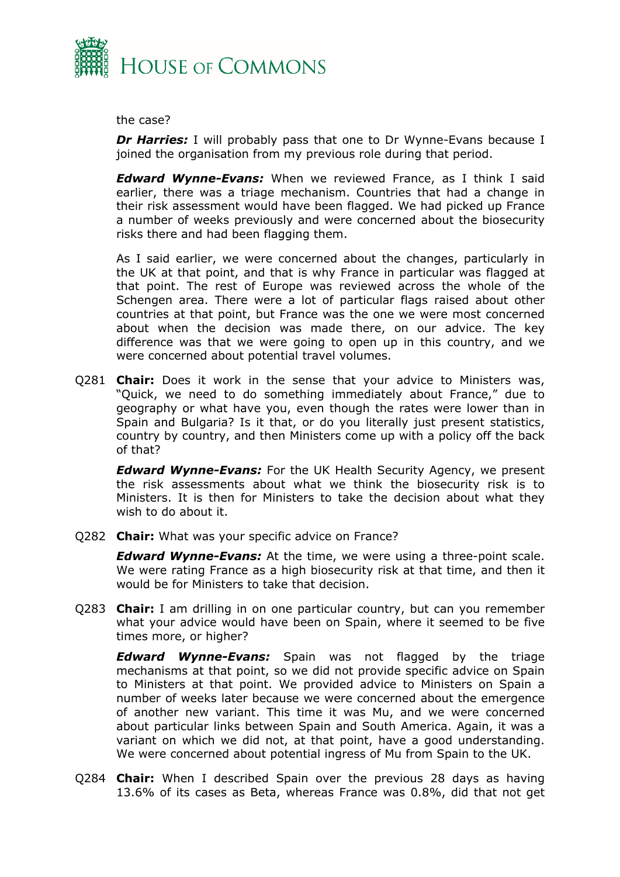the case?

***Dr Harries:*** I will probably pass that one to Dr Wynne-Evans because I joined the organisation from my previous role during that period.

***Edward Wynne-Evans:*** When we reviewed France, as I think I said earlier, there was a triage mechanism. Countries that had a change in their risk assessment would have been flagged. We had picked up France a number of weeks previously and were concerned about the biosecurity risks there and had been flagging them.

As I said earlier, we were concerned about the changes, particularly in the UK at that point, and that is why France in particular was flagged at that point. The rest of Europe was reviewed across the whole of the Schengen area. There were a lot of particular flags raised about other countries at that point, but France was the one we were most concerned about when the decision was made there, on our advice. The key difference was that we were going to open up in this country, and we were concerned about potential travel volumes.

Q281 **Chair:** Does it work in the sense that your advice to Ministers was, "Quick, we need to do something immediately about France," due to geography or what have you, even though the rates were lower than in Spain and Bulgaria? Is it that, or do you literally just present statistics, country by country, and then Ministers come up with a policy off the back of that?

***Edward Wynne-Evans:*** For the UK Health Security Agency, we present the risk assessments about what we think the biosecurity risk is to Ministers. It is then for Ministers to take the decision about what they wish to do about it.

Q282 **Chair:** What was your specific advice on France?

***Edward Wynne-Evans:*** At the time, we were using a three-point scale. We were rating France as a high biosecurity risk at that time, and then it would be for Ministers to take that decision.

Q283 **Chair:** I am drilling in on one particular country, but can you remember what your advice would have been on Spain, where it seemed to be five times more, or higher?

***Edward Wynne-Evans:*** Spain was not flagged by the triage mechanisms at that point, so we did not provide specific advice on Spain to Ministers at that point. We provided advice to Ministers on Spain a number of weeks later because we were concerned about the emergence of another new variant. This time it was Mu, and we were concerned about particular links between Spain and South America. Again, it was a variant on which we did not, at that point, have a good understanding. We were concerned about potential ingress of Mu from Spain to the UK.

Q284 **Chair:** When I described Spain over the previous 28 days as having 13.6% of its cases as Beta, whereas France was 0.8%, did that not get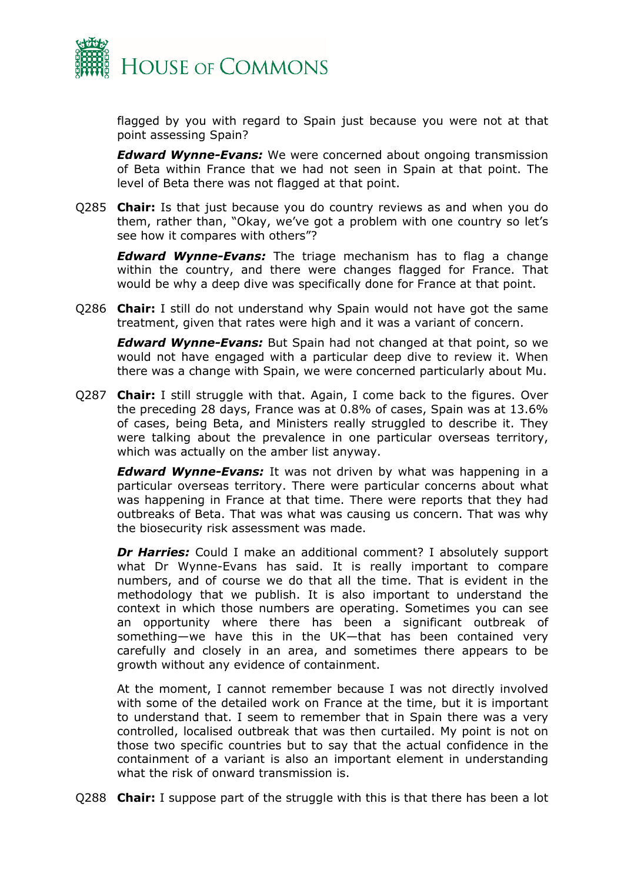flagged by you with regard to Spain just because you were not at that point assessing Spain?

***Edward Wynne-Evans:*** We were concerned about ongoing transmission of Beta within France that we had not seen in Spain at that point. The level of Beta there was not flagged at that point.

Q285 **Chair:** Is that just because you do country reviews as and when you do them, rather than, "Okay, we've got a problem with one country so let's see how it compares with others"?

***Edward Wynne-Evans:*** The triage mechanism has to flag a change within the country, and there were changes flagged for France. That would be why a deep dive was specifically done for France at that point.

Q286 **Chair:** I still do not understand why Spain would not have got the same treatment, given that rates were high and it was a variant of concern.

***Edward Wynne-Evans:*** But Spain had not changed at that point, so we would not have engaged with a particular deep dive to review it. When there was a change with Spain, we were concerned particularly about Mu.

Q287 **Chair:** I still struggle with that. Again, I come back to the figures. Over the preceding 28 days, France was at 0.8% of cases, Spain was at 13.6% of cases, being Beta, and Ministers really struggled to describe it. They were talking about the prevalence in one particular overseas territory, which was actually on the amber list anyway.

***Edward Wynne-Evans:*** It was not driven by what was happening in a particular overseas territory. There were particular concerns about what was happening in France at that time. There were reports that they had outbreaks of Beta. That was what was causing us concern. That was why the biosecurity risk assessment was made.

***Dr Harries:*** Could I make an additional comment? I absolutely support what Dr Wynne-Evans has said. It is really important to compare numbers, and of course we do that all the time. That is evident in the methodology that we publish. It is also important to understand the context in which those numbers are operating. Sometimes you can see an opportunity where there has been a significant outbreak of something—we have this in the UK—that has been contained very carefully and closely in an area, and sometimes there appears to be growth without any evidence of containment.

At the moment, I cannot remember because I was not directly involved with some of the detailed work on France at the time, but it is important to understand that. I seem to remember that in Spain there was a very controlled, localised outbreak that was then curtailed. My point is not on those two specific countries but to say that the actual confidence in the containment of a variant is also an important element in understanding what the risk of onward transmission is.

Q288 **Chair:** I suppose part of the struggle with this is that there has been a lot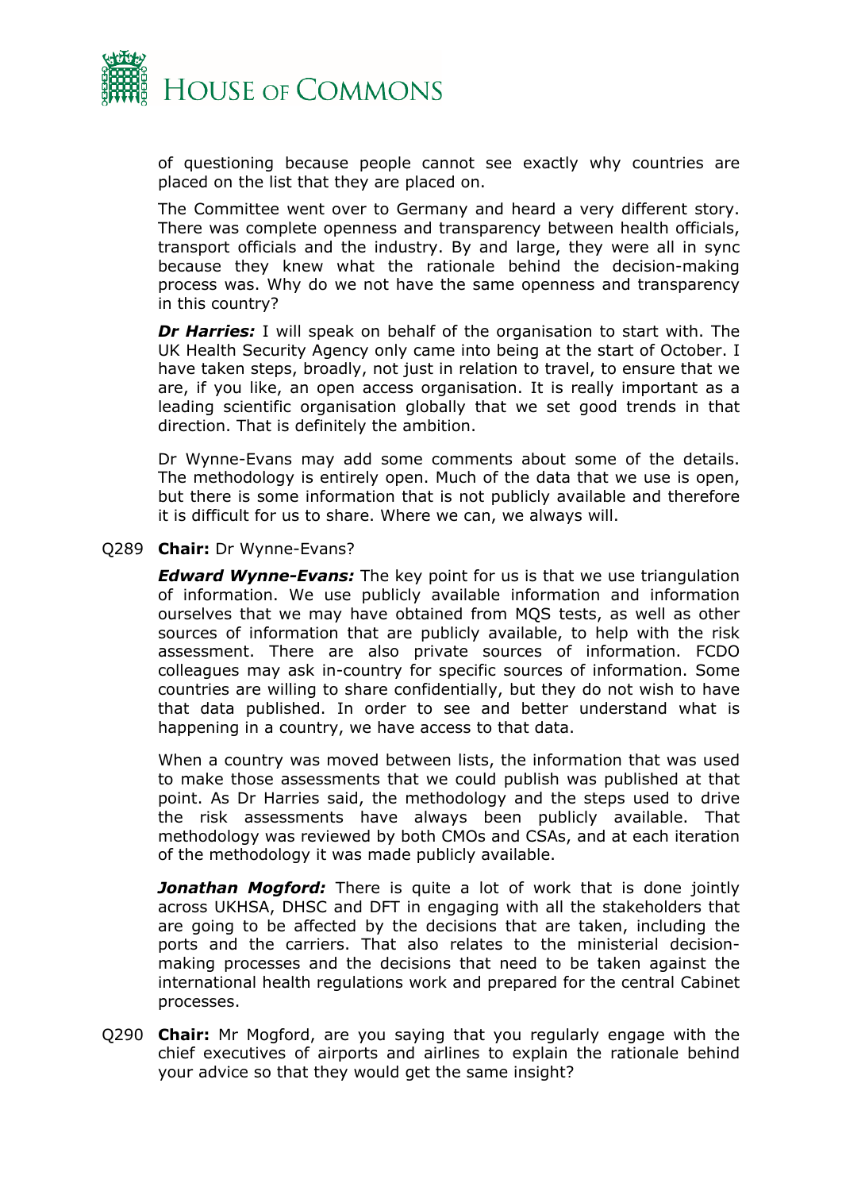of questioning because people cannot see exactly why countries are placed on the list that they are placed on.

The Committee went over to Germany and heard a very different story. There was complete openness and transparency between health officials, transport officials and the industry. By and large, they were all in sync because they knew what the rationale behind the decision-making process was. Why do we not have the same openness and transparency in this country?

***Dr Harries:*** I will speak on behalf of the organisation to start with. The UK Health Security Agency only came into being at the start of October. I have taken steps, broadly, not just in relation to travel, to ensure that we are, if you like, an open access organisation. It is really important as a leading scientific organisation globally that we set good trends in that direction. That is definitely the ambition.

Dr Wynne-Evans may add some comments about some of the details. The methodology is entirely open. Much of the data that we use is open, but there is some information that is not publicly available and therefore it is difficult for us to share. Where we can, we always will.

Q289 **Chair:** Dr Wynne-Evans?

***Edward Wynne-Evans:*** The key point for us is that we use triangulation of information. We use publicly available information and information ourselves that we may have obtained from MQS tests, as well as other sources of information that are publicly available, to help with the risk assessment. There are also private sources of information. FCDO colleagues may ask in-country for specific sources of information. Some countries are willing to share confidentially, but they do not wish to have that data published. In order to see and better understand what is happening in a country, we have access to that data.

When a country was moved between lists, the information that was used to make those assessments that we could publish was published at that point. As Dr Harries said, the methodology and the steps used to drive the risk assessments have always been publicly available. That methodology was reviewed by both CMOs and CSAs, and at each iteration of the methodology it was made publicly available.

***Jonathan Mogford:*** There is quite a lot of work that is done jointly across UKHSA, DHSC and DFT in engaging with all the stakeholders that are going to be affected by the decisions that are taken, including the ports and the carriers. That also relates to the ministerial decision-making processes and the decisions that need to be taken against the international health regulations work and prepared for the central Cabinet processes.

Q290 **Chair:** Mr Mogford, are you saying that you regularly engage with the chief executives of airports and airlines to explain the rationale behind your advice so that they would get the same insight?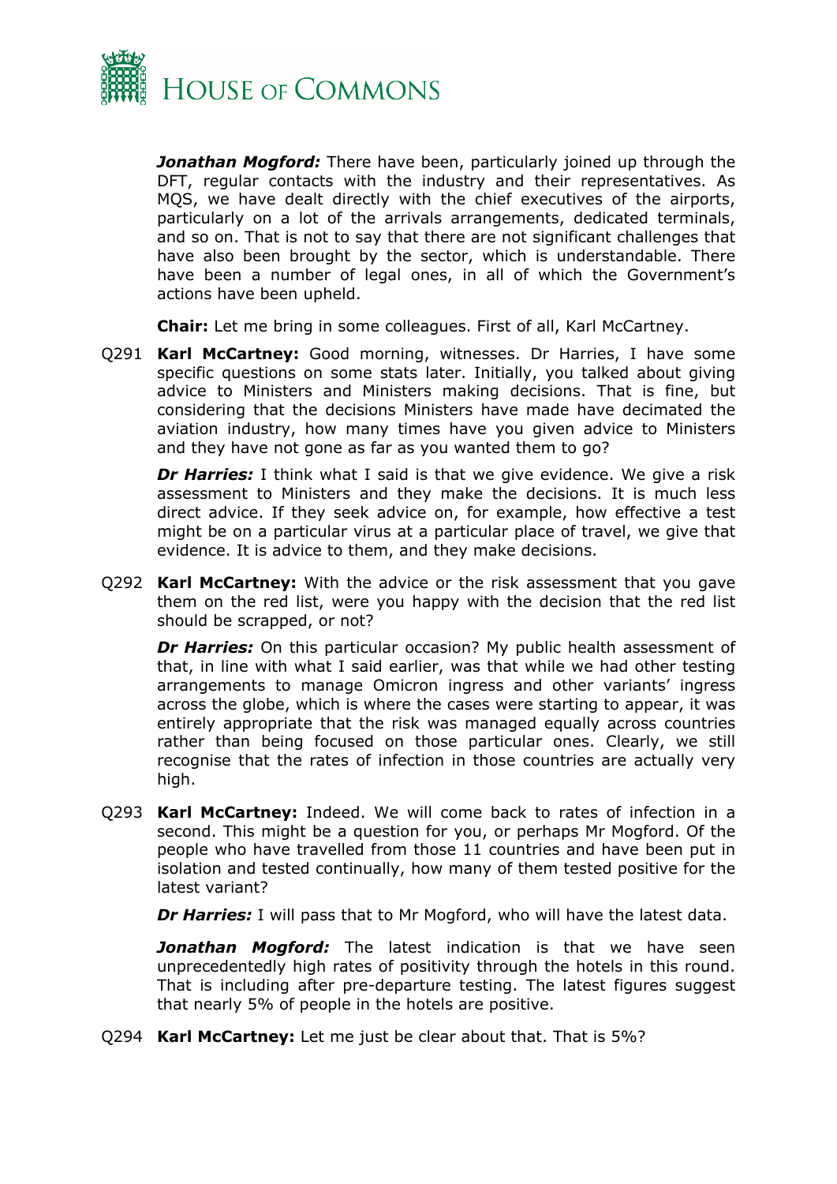***Jonathan Mogford:*** There have been, particularly joined up through the DFT, regular contacts with the industry and their representatives. As MQS, we have dealt directly with the chief executives of the airports, particularly on a lot of the arrivals arrangements, dedicated terminals, and so on. That is not to say that there are not significant challenges that have also been brought by the sector, which is understandable. There have been a number of legal ones, in all of which the Government's actions have been upheld.

**Chair:** Let me bring in some colleagues. First of all, Karl McCartney.

Q291 **Karl McCartney:** Good morning, witnesses. Dr Harries, I have some specific questions on some stats later. Initially, you talked about giving advice to Ministers and Ministers making decisions. That is fine, but considering that the decisions Ministers have made have decimated the aviation industry, how many times have you given advice to Ministers and they have not gone as far as you wanted them to go?

***Dr Harries:*** I think what I said is that we give evidence. We give a risk assessment to Ministers and they make the decisions. It is much less direct advice. If they seek advice on, for example, how effective a test might be on a particular virus at a particular place of travel, we give that evidence. It is advice to them, and they make decisions.

Q292 **Karl McCartney:** With the advice or the risk assessment that you gave them on the red list, were you happy with the decision that the red list should be scrapped, or not?

***Dr Harries:*** On this particular occasion? My public health assessment of that, in line with what I said earlier, was that while we had other testing arrangements to manage Omicron ingress and other variants' ingress across the globe, which is where the cases were starting to appear, it was entirely appropriate that the risk was managed equally across countries rather than being focused on those particular ones. Clearly, we still recognise that the rates of infection in those countries are actually very high.

Q293 **Karl McCartney:** Indeed. We will come back to rates of infection in a second. This might be a question for you, or perhaps Mr Mogford. Of the people who have travelled from those 11 countries and have been put in isolation and tested continually, how many of them tested positive for the latest variant?

***Dr Harries:*** I will pass that to Mr Mogford, who will have the latest data.

***Jonathan Mogford:*** The latest indication is that we have seen unprecedentedly high rates of positivity through the hotels in this round. That is including after pre-departure testing. The latest figures suggest that nearly 5% of people in the hotels are positive.

Q294 **Karl McCartney:** Let me just be clear about that. That is 5%?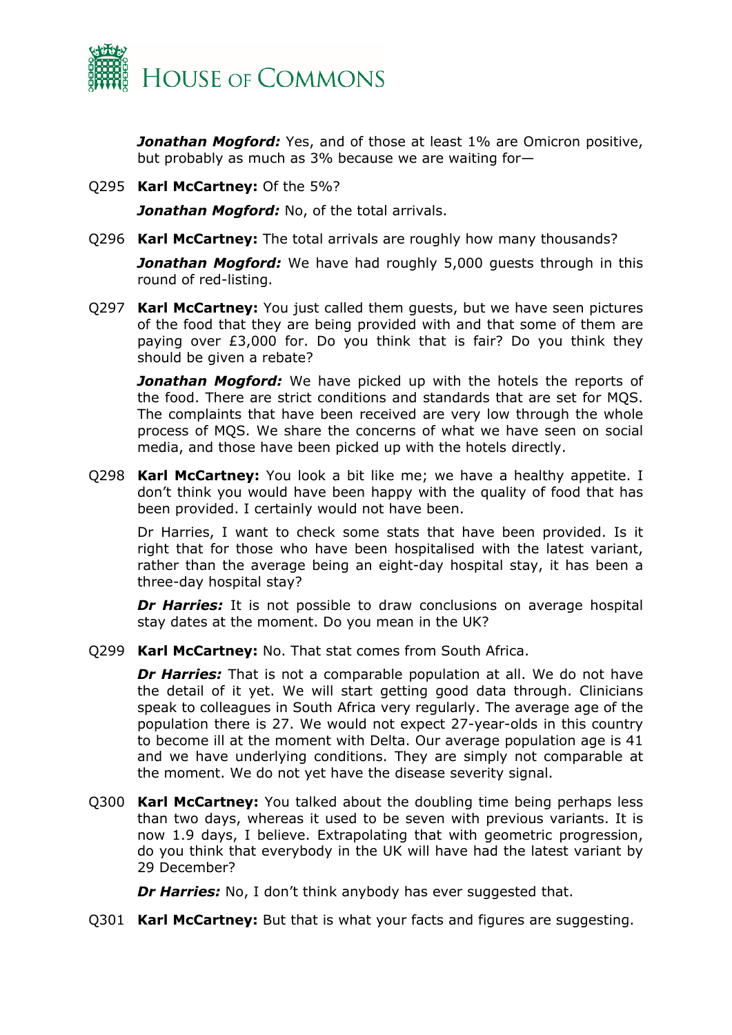***Jonathan Mogford:*** Yes, and of those at least 1% are Omicron positive, but probably as much as 3% because we are waiting for—

Q295 **Karl McCartney:** Of the 5%?

***Jonathan Mogford:*** No, of the total arrivals.

Q296 **Karl McCartney:** The total arrivals are roughly how many thousands?

***Jonathan Mogford:*** We have had roughly 5,000 guests through in this round of red-listing.

Q297 **Karl McCartney:** You just called them guests, but we have seen pictures of the food that they are being provided with and that some of them are paying over £3,000 for. Do you think that is fair? Do you think they should be given a rebate?

***Jonathan Mogford:*** We have picked up with the hotels the reports of the food. There are strict conditions and standards that are set for MQS. The complaints that have been received are very low through the whole process of MQS. We share the concerns of what we have seen on social media, and those have been picked up with the hotels directly.

Q298 **Karl McCartney:** You look a bit like me; we have a healthy appetite. I don't think you would have been happy with the quality of food that has been provided. I certainly would not have been.

Dr Harries, I want to check some stats that have been provided. Is it right that for those who have been hospitalised with the latest variant, rather than the average being an eight-day hospital stay, it has been a three-day hospital stay?

***Dr Harries:*** It is not possible to draw conclusions on average hospital stay dates at the moment. Do you mean in the UK?

Q299 **Karl McCartney:** No. That stat comes from South Africa.

***Dr Harries:*** That is not a comparable population at all. We do not have the detail of it yet. We will start getting good data through. Clinicians speak to colleagues in South Africa very regularly. The average age of the population there is 27. We would not expect 27-year-olds in this country to become ill at the moment with Delta. Our average population age is 41 and we have underlying conditions. They are simply not comparable at the moment. We do not yet have the disease severity signal.

Q300 **Karl McCartney:** You talked about the doubling time being perhaps less than two days, whereas it used to be seven with previous variants. It is now 1.9 days, I believe. Extrapolating that with geometric progression, do you think that everybody in the UK will have had the latest variant by 29 December?

***Dr Harries:*** No, I don't think anybody has ever suggested that.

Q301 **Karl McCartney:** But that is what your facts and figures are suggesting.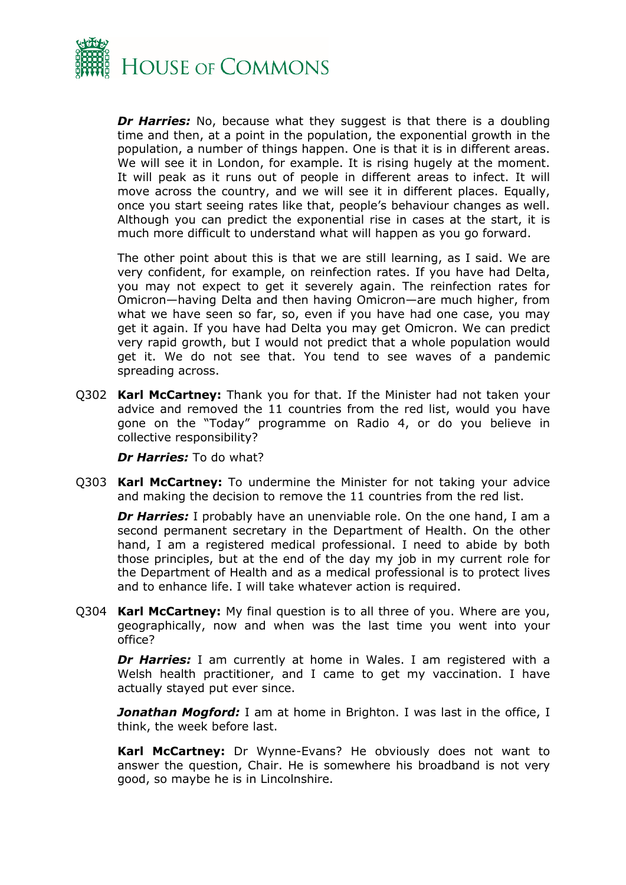***Dr Harries:*** No, because what they suggest is that there is a doubling time and then, at a point in the population, the exponential growth in the population, a number of things happen. One is that it is in different areas. We will see it in London, for example. It is rising hugely at the moment. It will peak as it runs out of people in different areas to infect. It will move across the country, and we will see it in different places. Equally, once you start seeing rates like that, people's behaviour changes as well. Although you can predict the exponential rise in cases at the start, it is much more difficult to understand what will happen as you go forward.

The other point about this is that we are still learning, as I said. We are very confident, for example, on reinfection rates. If you have had Delta, you may not expect to get it severely again. The reinfection rates for Omicron—having Delta and then having Omicron—are much higher, from what we have seen so far, so, even if you have had one case, you may get it again. If you have had Delta you may get Omicron. We can predict very rapid growth, but I would not predict that a whole population would get it. We do not see that. You tend to see waves of a pandemic spreading across.

Q302 **Karl McCartney:** Thank you for that. If the Minister had not taken your advice and removed the 11 countries from the red list, would you have gone on the "Today" programme on Radio 4, or do you believe in collective responsibility?

***Dr Harries:*** To do what?

Q303 **Karl McCartney:** To undermine the Minister for not taking your advice and making the decision to remove the 11 countries from the red list.

***Dr Harries:*** I probably have an unenviable role. On the one hand, I am a second permanent secretary in the Department of Health. On the other hand, I am a registered medical professional. I need to abide by both those principles, but at the end of the day my job in my current role for the Department of Health and as a medical professional is to protect lives and to enhance life. I will take whatever action is required.

Q304 **Karl McCartney:** My final question is to all three of you. Where are you, geographically, now and when was the last time you went into your office?

***Dr Harries:*** I am currently at home in Wales. I am registered with a Welsh health practitioner, and I came to get my vaccination. I have actually stayed put ever since.

***Jonathan Mogford:*** I am at home in Brighton. I was last in the office, I think, the week before last.

**Karl McCartney:** Dr Wynne-Evans? He obviously does not want to answer the question, Chair. He is somewhere his broadband is not very good, so maybe he is in Lincolnshire.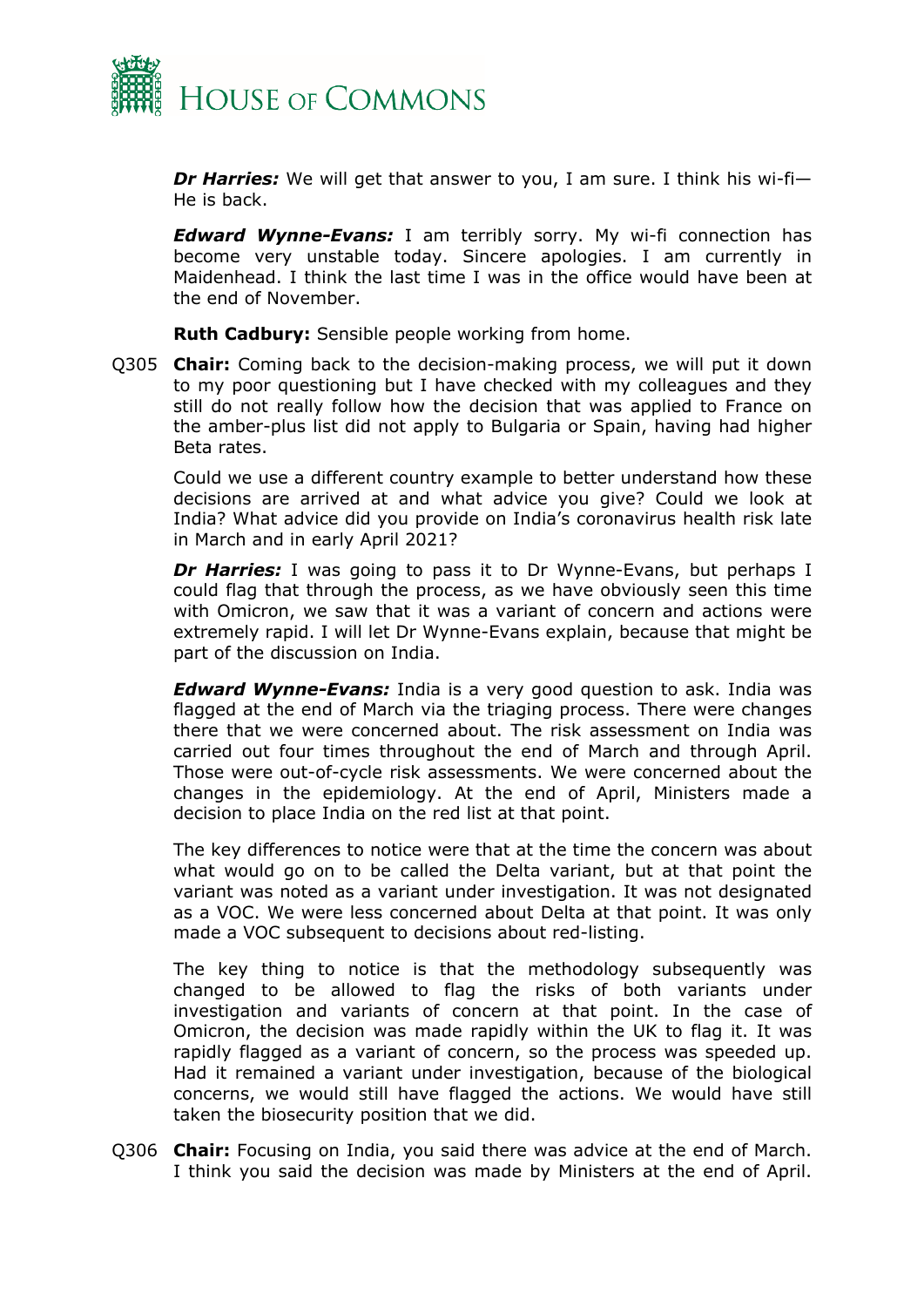***Dr Harries:*** We will get that answer to you, I am sure. I think his wi-fi—He is back.

***Edward Wynne-Evans:*** I am terribly sorry. My wi-fi connection has become very unstable today. Sincere apologies. I am currently in Maidenhead. I think the last time I was in the office would have been at the end of November.

**Ruth Cadbury:** Sensible people working from home.

Q305 **Chair:** Coming back to the decision-making process, we will put it down to my poor questioning but I have checked with my colleagues and they still do not really follow how the decision that was applied to France on the amber-plus list did not apply to Bulgaria or Spain, having had higher Beta rates.

Could we use a different country example to better understand how these decisions are arrived at and what advice you give? Could we look at India? What advice did you provide on India's coronavirus health risk late in March and in early April 2021?

***Dr Harries:*** I was going to pass it to Dr Wynne-Evans, but perhaps I could flag that through the process, as we have obviously seen this time with Omicron, we saw that it was a variant of concern and actions were extremely rapid. I will let Dr Wynne-Evans explain, because that might be part of the discussion on India.

***Edward Wynne-Evans:*** India is a very good question to ask. India was flagged at the end of March via the triaging process. There were changes there that we were concerned about. The risk assessment on India was carried out four times throughout the end of March and through April. Those were out-of-cycle risk assessments. We were concerned about the changes in the epidemiology. At the end of April, Ministers made a decision to place India on the red list at that point.

The key differences to notice were that at the time the concern was about what would go on to be called the Delta variant, but at that point the variant was noted as a variant under investigation. It was not designated as a VOC. We were less concerned about Delta at that point. It was only made a VOC subsequent to decisions about red-listing.

The key thing to notice is that the methodology subsequently was changed to be allowed to flag the risks of both variants under investigation and variants of concern at that point. In the case of Omicron, the decision was made rapidly within the UK to flag it. It was rapidly flagged as a variant of concern, so the process was speeded up. Had it remained a variant under investigation, because of the biological concerns, we would still have flagged the actions. We would have still taken the biosecurity position that we did.

Q306 **Chair:** Focusing on India, you said there was advice at the end of March. I think you said the decision was made by Ministers at the end of April.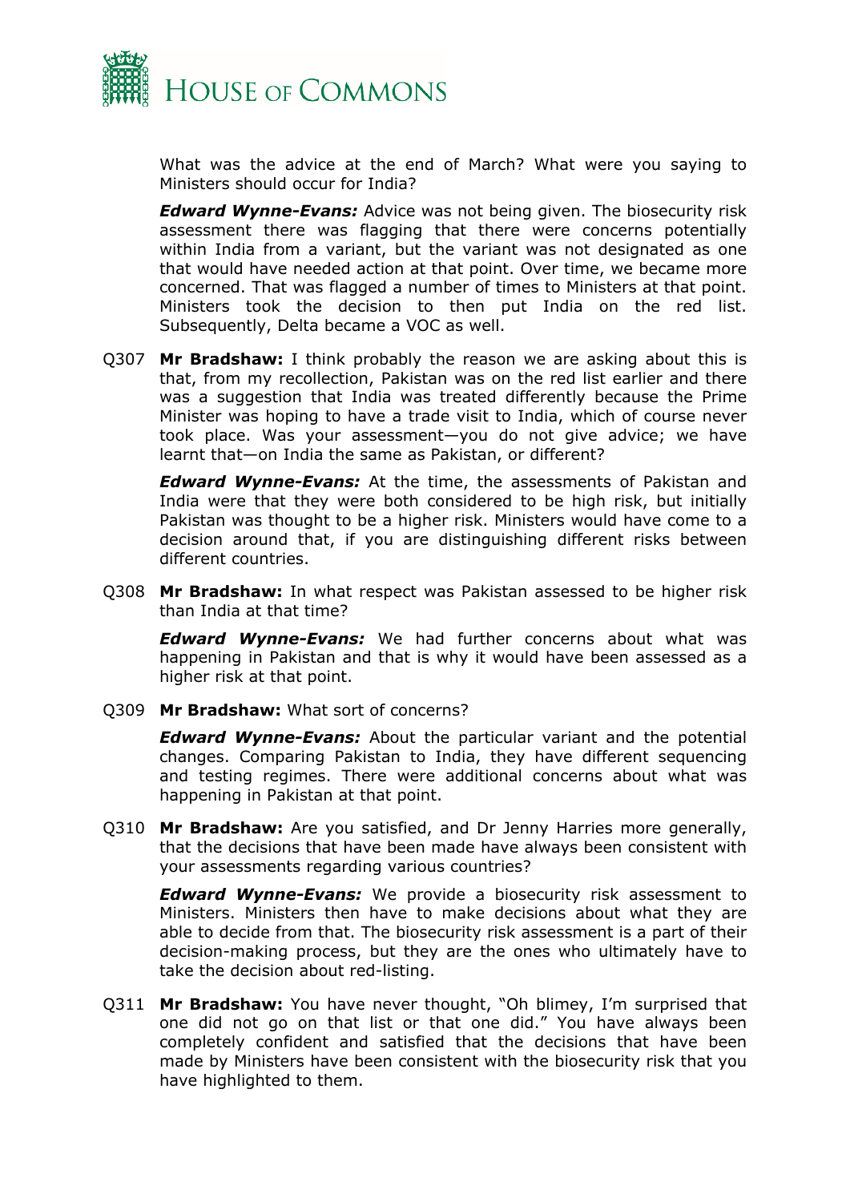What was the advice at the end of March? What were you saying to Ministers should occur for India?

***Edward Wynne-Evans:*** Advice was not being given. The biosecurity risk assessment there was flagging that there were concerns potentially within India from a variant, but the variant was not designated as one that would have needed action at that point. Over time, we became more concerned. That was flagged a number of times to Ministers at that point. Ministers took the decision to then put India on the red list. Subsequently, Delta became a VOC as well.

Q307 **Mr Bradshaw:** I think probably the reason we are asking about this is that, from my recollection, Pakistan was on the red list earlier and there was a suggestion that India was treated differently because the Prime Minister was hoping to have a trade visit to India, which of course never took place. Was your assessment—you do not give advice; we have learnt that—on India the same as Pakistan, or different?

***Edward Wynne-Evans:*** At the time, the assessments of Pakistan and India were that they were both considered to be high risk, but initially Pakistan was thought to be a higher risk. Ministers would have come to a decision around that, if you are distinguishing different risks between different countries.

Q308 **Mr Bradshaw:** In what respect was Pakistan assessed to be higher risk than India at that time?

***Edward Wynne-Evans:*** We had further concerns about what was happening in Pakistan and that is why it would have been assessed as a higher risk at that point.

Q309 **Mr Bradshaw:** What sort of concerns?

***Edward Wynne-Evans:*** About the particular variant and the potential changes. Comparing Pakistan to India, they have different sequencing and testing regimes. There were additional concerns about what was happening in Pakistan at that point.

Q310 **Mr Bradshaw:** Are you satisfied, and Dr Jenny Harries more generally, that the decisions that have been made have always been consistent with your assessments regarding various countries?

***Edward Wynne-Evans:*** We provide a biosecurity risk assessment to Ministers. Ministers then have to make decisions about what they are able to decide from that. The biosecurity risk assessment is a part of their decision-making process, but they are the ones who ultimately have to take the decision about red-listing.

Q311 **Mr Bradshaw:** You have never thought, "Oh blimey, I'm surprised that one did not go on that list or that one did." You have always been completely confident and satisfied that the decisions that have been made by Ministers have been consistent with the biosecurity risk that you have highlighted to them.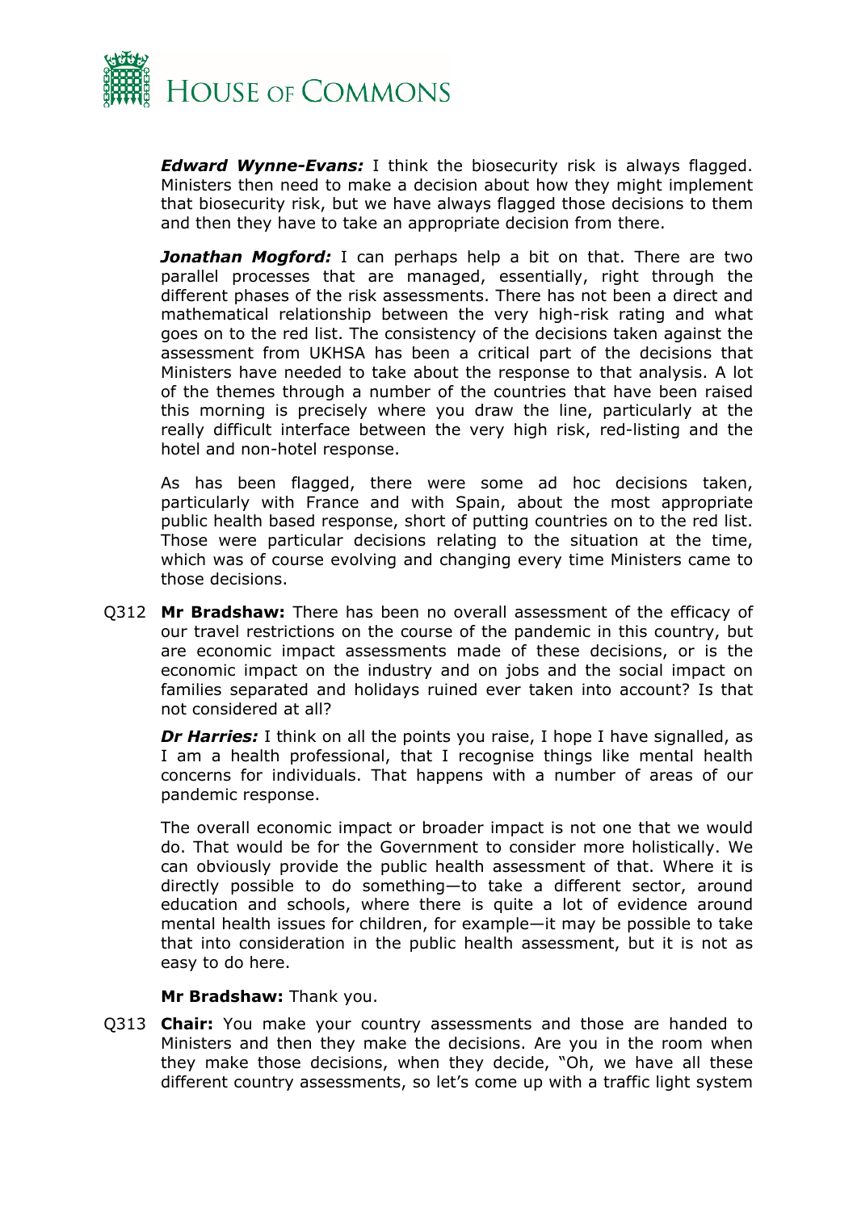***Edward Wynne-Evans:*** I think the biosecurity risk is always flagged. Ministers then need to make a decision about how they might implement that biosecurity risk, but we have always flagged those decisions to them and then they have to take an appropriate decision from there.

***Jonathan Mogford:*** I can perhaps help a bit on that. There are two parallel processes that are managed, essentially, right through the different phases of the risk assessments. There has not been a direct and mathematical relationship between the very high-risk rating and what goes on to the red list. The consistency of the decisions taken against the assessment from UKHSA has been a critical part of the decisions that Ministers have needed to take about the response to that analysis. A lot of the themes through a number of the countries that have been raised this morning is precisely where you draw the line, particularly at the really difficult interface between the very high risk, red-listing and the hotel and non-hotel response.

As has been flagged, there were some ad hoc decisions taken, particularly with France and with Spain, about the most appropriate public health based response, short of putting countries on to the red list. Those were particular decisions relating to the situation at the time, which was of course evolving and changing every time Ministers came to those decisions.

Q312 **Mr Bradshaw:** There has been no overall assessment of the efficacy of our travel restrictions on the course of the pandemic in this country, but are economic impact assessments made of these decisions, or is the economic impact on the industry and on jobs and the social impact on families separated and holidays ruined ever taken into account? Is that not considered at all?

***Dr Harries:*** I think on all the points you raise, I hope I have signalled, as I am a health professional, that I recognise things like mental health concerns for individuals. That happens with a number of areas of our pandemic response.

The overall economic impact or broader impact is not one that we would do. That would be for the Government to consider more holistically. We can obviously provide the public health assessment of that. Where it is directly possible to do something—to take a different sector, around education and schools, where there is quite a lot of evidence around mental health issues for children, for example—it may be possible to take that into consideration in the public health assessment, but it is not as easy to do here.

**Mr Bradshaw:** Thank you.

Q313 **Chair:** You make your country assessments and those are handed to Ministers and then they make the decisions. Are you in the room when they make those decisions, when they decide, "Oh, we have all these different country assessments, so let's come up with a traffic light system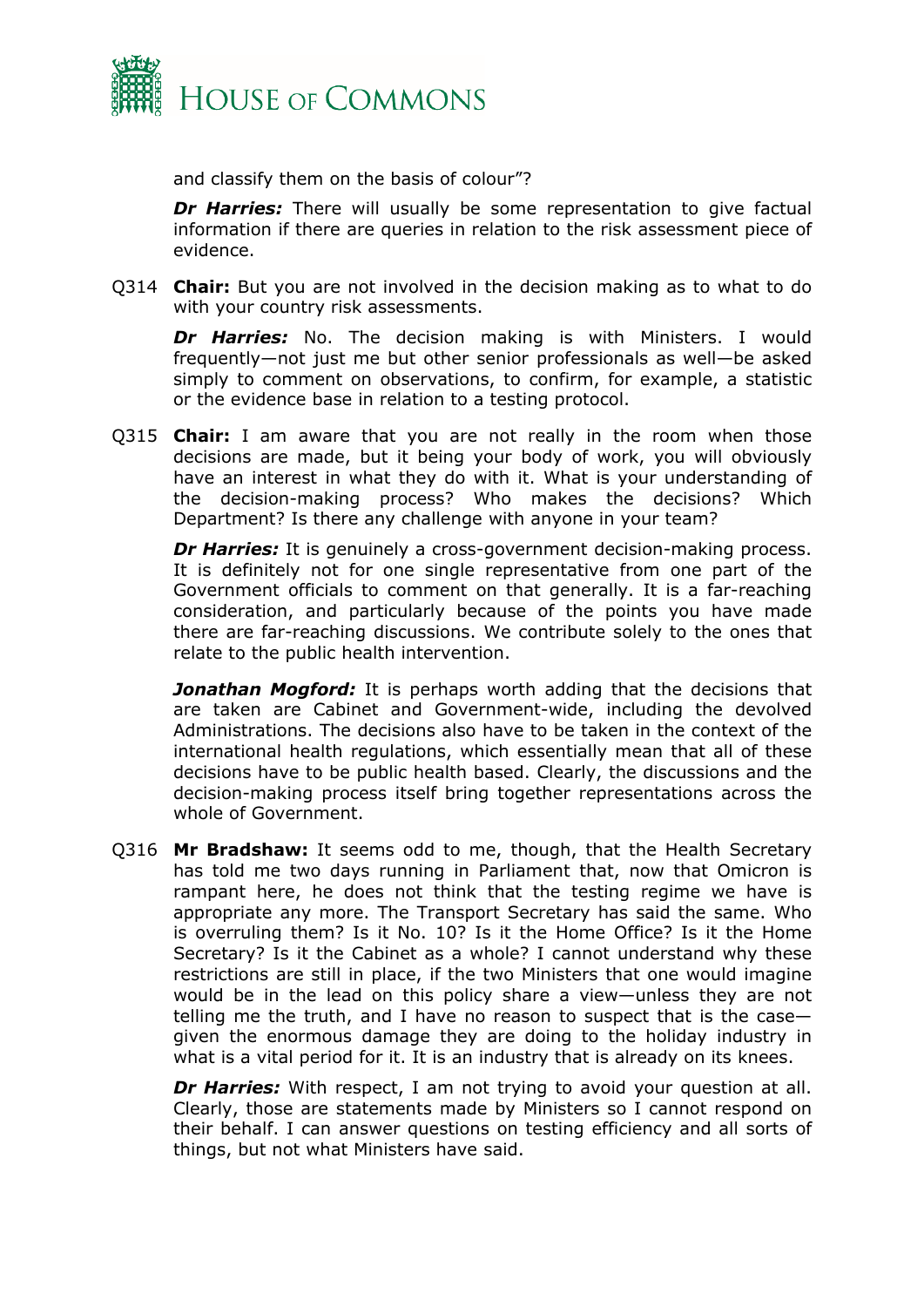and classify them on the basis of colour"?

***Dr Harries:*** There will usually be some representation to give factual information if there are queries in relation to the risk assessment piece of evidence.

Q314 **Chair:** But you are not involved in the decision making as to what to do with your country risk assessments.

***Dr Harries:*** No. The decision making is with Ministers. I would frequently—not just me but other senior professionals as well—be asked simply to comment on observations, to confirm, for example, a statistic or the evidence base in relation to a testing protocol.

Q315 **Chair:** I am aware that you are not really in the room when those decisions are made, but it being your body of work, you will obviously have an interest in what they do with it. What is your understanding of the decision-making process? Who makes the decisions? Which Department? Is there any challenge with anyone in your team?

***Dr Harries:*** It is genuinely a cross-government decision-making process. It is definitely not for one single representative from one part of the Government officials to comment on that generally. It is a far-reaching consideration, and particularly because of the points you have made there are far-reaching discussions. We contribute solely to the ones that relate to the public health intervention.

***Jonathan Mogford:*** It is perhaps worth adding that the decisions that are taken are Cabinet and Government-wide, including the devolved Administrations. The decisions also have to be taken in the context of the international health regulations, which essentially mean that all of these decisions have to be public health based. Clearly, the discussions and the decision-making process itself bring together representations across the whole of Government.

Q316 **Mr Bradshaw:** It seems odd to me, though, that the Health Secretary has told me two days running in Parliament that, now that Omicron is rampant here, he does not think that the testing regime we have is appropriate any more. The Transport Secretary has said the same. Who is overruling them? Is it No. 10? Is it the Home Office? Is it the Home Secretary? Is it the Cabinet as a whole? I cannot understand why these restrictions are still in place, if the two Ministers that one would imagine would be in the lead on this policy share a view—unless they are not telling me the truth, and I have no reason to suspect that is the case—given the enormous damage they are doing to the holiday industry in what is a vital period for it. It is an industry that is already on its knees.

***Dr Harries:*** With respect, I am not trying to avoid your question at all. Clearly, those are statements made by Ministers so I cannot respond on their behalf. I can answer questions on testing efficiency and all sorts of things, but not what Ministers have said.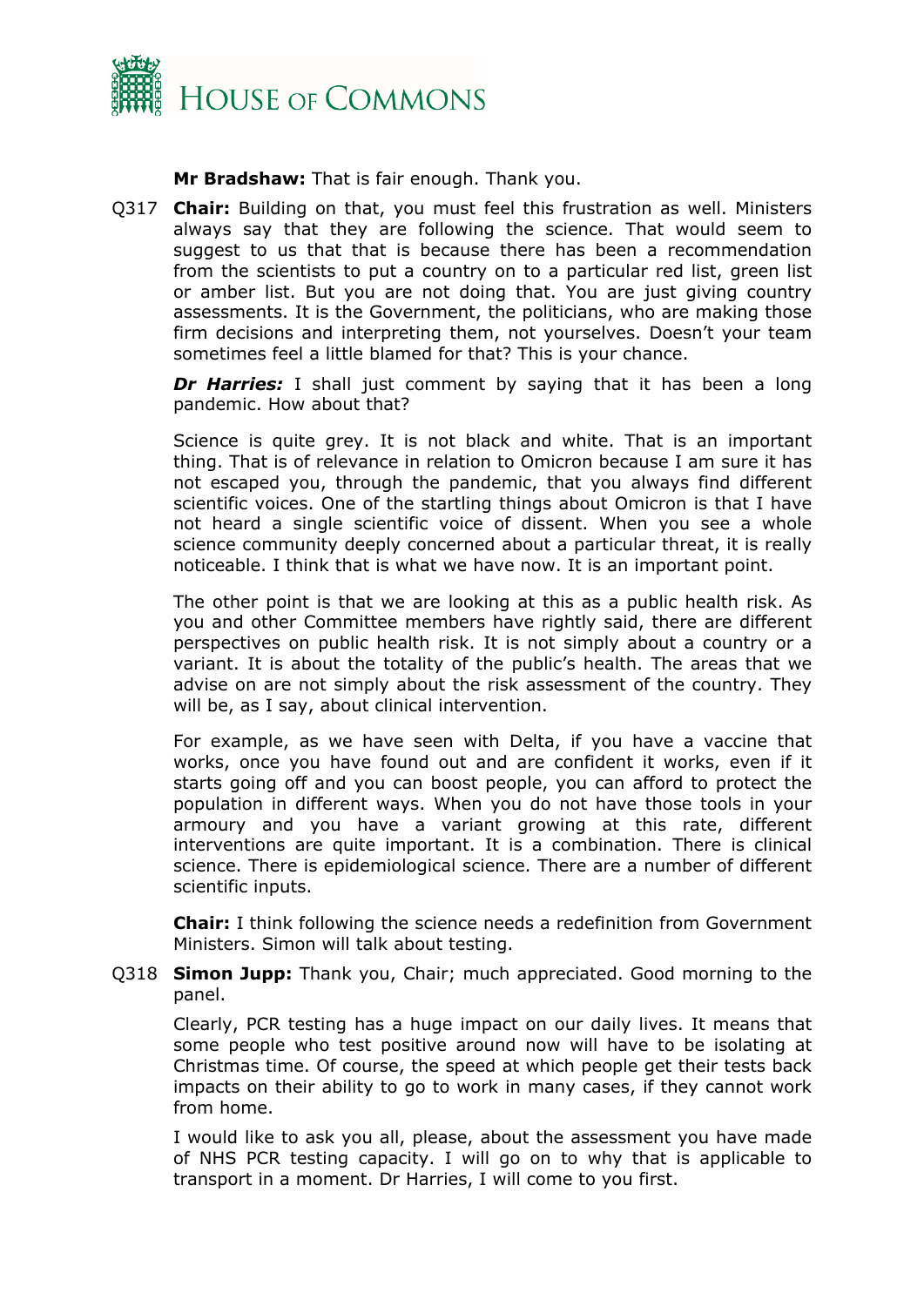**Mr Bradshaw:** That is fair enough. Thank you.

Q317 **Chair:** Building on that, you must feel this frustration as well. Ministers always say that they are following the science. That would seem to suggest to us that that is because there has been a recommendation from the scientists to put a country on to a particular red list, green list or amber list. But you are not doing that. You are just giving country assessments. It is the Government, the politicians, who are making those firm decisions and interpreting them, not yourselves. Doesn't your team sometimes feel a little blamed for that? This is your chance.

***Dr Harries:*** I shall just comment by saying that it has been a long pandemic. How about that?

Science is quite grey. It is not black and white. That is an important thing. That is of relevance in relation to Omicron because I am sure it has not escaped you, through the pandemic, that you always find different scientific voices. One of the startling things about Omicron is that I have not heard a single scientific voice of dissent. When you see a whole science community deeply concerned about a particular threat, it is really noticeable. I think that is what we have now. It is an important point.

The other point is that we are looking at this as a public health risk. As you and other Committee members have rightly said, there are different perspectives on public health risk. It is not simply about a country or a variant. It is about the totality of the public's health. The areas that we advise on are not simply about the risk assessment of the country. They will be, as I say, about clinical intervention.

For example, as we have seen with Delta, if you have a vaccine that works, once you have found out and are confident it works, even if it starts going off and you can boost people, you can afford to protect the population in different ways. When you do not have those tools in your armoury and you have a variant growing at this rate, different interventions are quite important. It is a combination. There is clinical science. There is epidemiological science. There are a number of different scientific inputs.

**Chair:** I think following the science needs a redefinition from Government Ministers. Simon will talk about testing.

Q318 **Simon Jupp:** Thank you, Chair; much appreciated. Good morning to the panel.

Clearly, PCR testing has a huge impact on our daily lives. It means that some people who test positive around now will have to be isolating at Christmas time. Of course, the speed at which people get their tests back impacts on their ability to go to work in many cases, if they cannot work from home.

I would like to ask you all, please, about the assessment you have made of NHS PCR testing capacity. I will go on to why that is applicable to transport in a moment. Dr Harries, I will come to you first.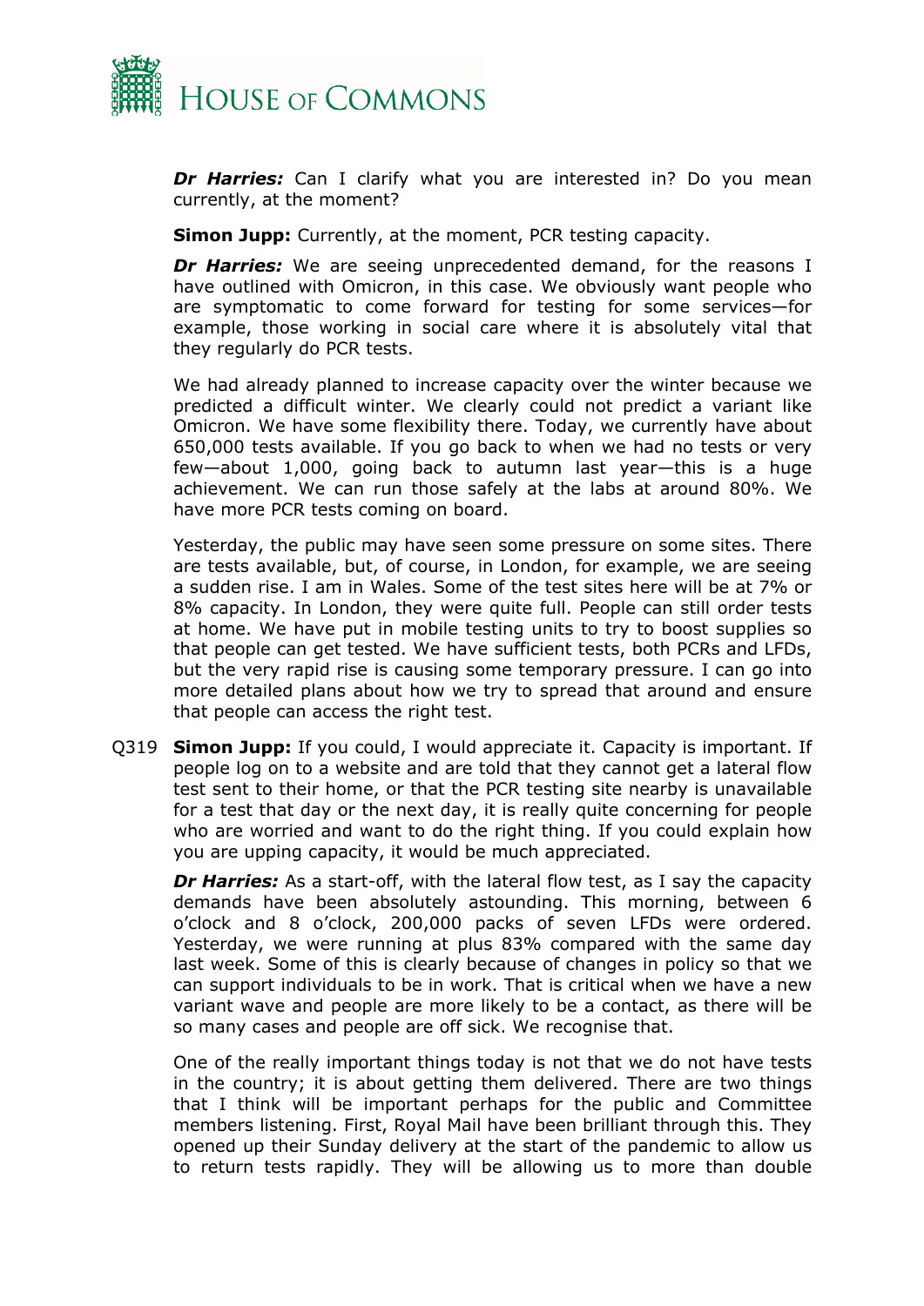***Dr Harries:*** Can I clarify what you are interested in? Do you mean currently, at the moment?

**Simon Jupp:** Currently, at the moment, PCR testing capacity.

***Dr Harries:*** We are seeing unprecedented demand, for the reasons I have outlined with Omicron, in this case. We obviously want people who are symptomatic to come forward for testing for some services—for example, those working in social care where it is absolutely vital that they regularly do PCR tests.

We had already planned to increase capacity over the winter because we predicted a difficult winter. We clearly could not predict a variant like Omicron. We have some flexibility there. Today, we currently have about 650,000 tests available. If you go back to when we had no tests or very few—about 1,000, going back to autumn last year—this is a huge achievement. We can run those safely at the labs at around 80%. We have more PCR tests coming on board.

Yesterday, the public may have seen some pressure on some sites. There are tests available, but, of course, in London, for example, we are seeing a sudden rise. I am in Wales. Some of the test sites here will be at 7% or 8% capacity. In London, they were quite full. People can still order tests at home. We have put in mobile testing units to try to boost supplies so that people can get tested. We have sufficient tests, both PCRs and LFDs, but the very rapid rise is causing some temporary pressure. I can go into more detailed plans about how we try to spread that around and ensure that people can access the right test.

Q319 **Simon Jupp:** If you could, I would appreciate it. Capacity is important. If people log on to a website and are told that they cannot get a lateral flow test sent to their home, or that the PCR testing site nearby is unavailable for a test that day or the next day, it is really quite concerning for people who are worried and want to do the right thing. If you could explain how you are upping capacity, it would be much appreciated.

***Dr Harries:*** As a start-off, with the lateral flow test, as I say the capacity demands have been absolutely astounding. This morning, between 6 o'clock and 8 o'clock, 200,000 packs of seven LFDs were ordered. Yesterday, we were running at plus 83% compared with the same day last week. Some of this is clearly because of changes in policy so that we can support individuals to be in work. That is critical when we have a new variant wave and people are more likely to be a contact, as there will be so many cases and people are off sick. We recognise that.

One of the really important things today is not that we do not have tests in the country; it is about getting them delivered. There are two things that I think will be important perhaps for the public and Committee members listening. First, Royal Mail have been brilliant through this. They opened up their Sunday delivery at the start of the pandemic to allow us to return tests rapidly. They will be allowing us to more than double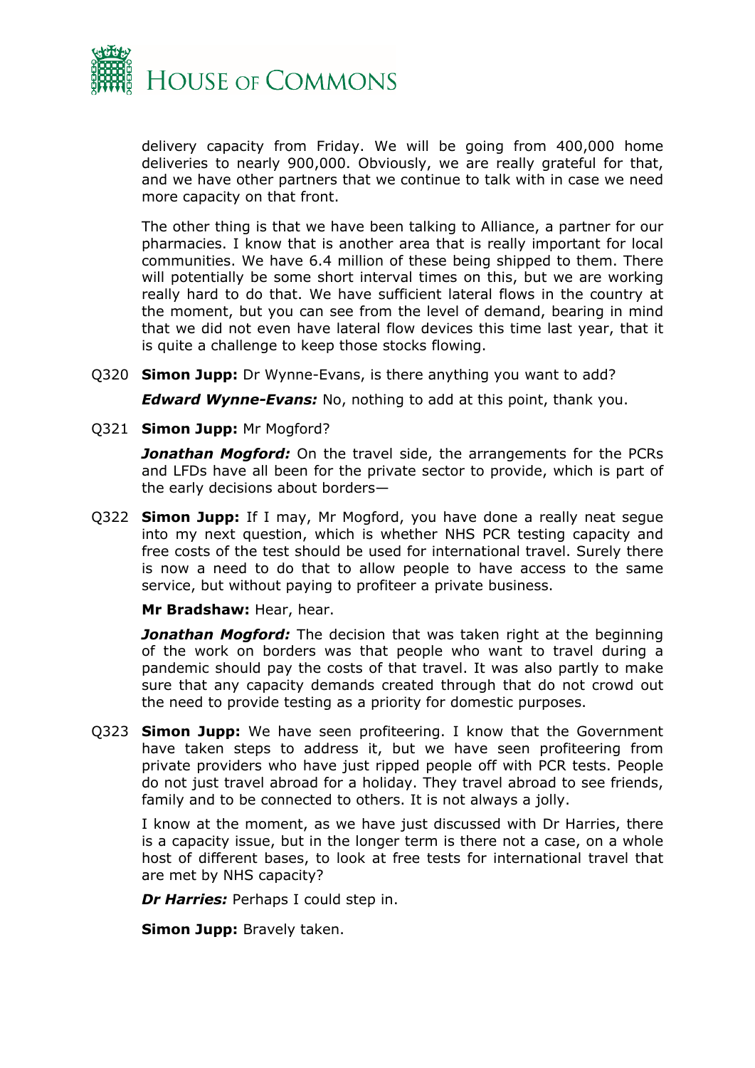delivery capacity from Friday. We will be going from 400,000 home deliveries to nearly 900,000. Obviously, we are really grateful for that, and we have other partners that we continue to talk with in case we need more capacity on that front.

The other thing is that we have been talking to Alliance, a partner for our pharmacies. I know that is another area that is really important for local communities. We have 6.4 million of these being shipped to them. There will potentially be some short interval times on this, but we are working really hard to do that. We have sufficient lateral flows in the country at the moment, but you can see from the level of demand, bearing in mind that we did not even have lateral flow devices this time last year, that it is quite a challenge to keep those stocks flowing.

Q320 **Simon Jupp:** Dr Wynne-Evans, is there anything you want to add?

***Edward Wynne-Evans:*** No, nothing to add at this point, thank you.

Q321 **Simon Jupp:** Mr Mogford?

***Jonathan Mogford:*** On the travel side, the arrangements for the PCRs and LFDs have all been for the private sector to provide, which is part of the early decisions about borders—

Q322 **Simon Jupp:** If I may, Mr Mogford, you have done a really neat segue into my next question, which is whether NHS PCR testing capacity and free costs of the test should be used for international travel. Surely there is now a need to do that to allow people to have access to the same service, but without paying to profiteer a private business.

**Mr Bradshaw:** Hear, hear.

***Jonathan Mogford:*** The decision that was taken right at the beginning of the work on borders was that people who want to travel during a pandemic should pay the costs of that travel. It was also partly to make sure that any capacity demands created through that do not crowd out the need to provide testing as a priority for domestic purposes.

Q323 **Simon Jupp:** We have seen profiteering. I know that the Government have taken steps to address it, but we have seen profiteering from private providers who have just ripped people off with PCR tests. People do not just travel abroad for a holiday. They travel abroad to see friends, family and to be connected to others. It is not always a jolly.

I know at the moment, as we have just discussed with Dr Harries, there is a capacity issue, but in the longer term is there not a case, on a whole host of different bases, to look at free tests for international travel that are met by NHS capacity?

***Dr Harries:*** Perhaps I could step in.

**Simon Jupp:** Bravely taken.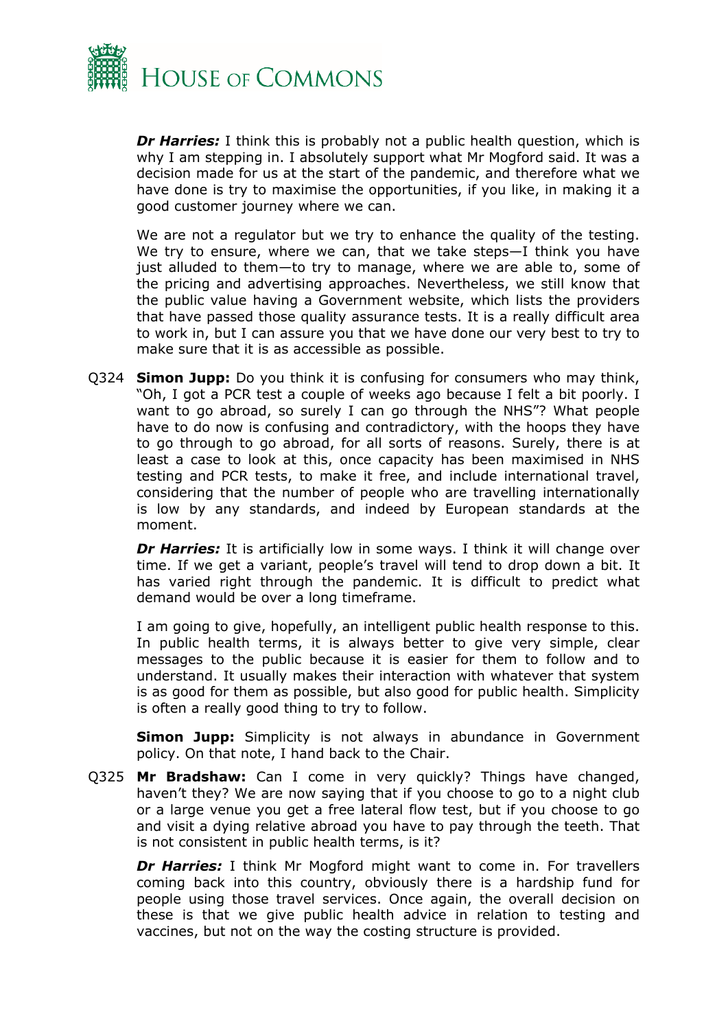***Dr Harries:*** I think this is probably not a public health question, which is why I am stepping in. I absolutely support what Mr Mogford said. It was a decision made for us at the start of the pandemic, and therefore what we have done is try to maximise the opportunities, if you like, in making it a good customer journey where we can.

We are not a regulator but we try to enhance the quality of the testing. We try to ensure, where we can, that we take steps—I think you have just alluded to them—to try to manage, where we are able to, some of the pricing and advertising approaches. Nevertheless, we still know that the public value having a Government website, which lists the providers that have passed those quality assurance tests. It is a really difficult area to work in, but I can assure you that we have done our very best to try to make sure that it is as accessible as possible.

Q324 **Simon Jupp:** Do you think it is confusing for consumers who may think, "Oh, I got a PCR test a couple of weeks ago because I felt a bit poorly. I want to go abroad, so surely I can go through the NHS"? What people have to do now is confusing and contradictory, with the hoops they have to go through to go abroad, for all sorts of reasons. Surely, there is at least a case to look at this, once capacity has been maximised in NHS testing and PCR tests, to make it free, and include international travel, considering that the number of people who are travelling internationally is low by any standards, and indeed by European standards at the moment.

***Dr Harries:*** It is artificially low in some ways. I think it will change over time. If we get a variant, people's travel will tend to drop down a bit. It has varied right through the pandemic. It is difficult to predict what demand would be over a long timeframe.

I am going to give, hopefully, an intelligent public health response to this. In public health terms, it is always better to give very simple, clear messages to the public because it is easier for them to follow and to understand. It usually makes their interaction with whatever that system is as good for them as possible, but also good for public health. Simplicity is often a really good thing to try to follow.

**Simon Jupp:** Simplicity is not always in abundance in Government policy. On that note, I hand back to the Chair.

Q325 **Mr Bradshaw:** Can I come in very quickly? Things have changed, haven't they? We are now saying that if you choose to go to a night club or a large venue you get a free lateral flow test, but if you choose to go and visit a dying relative abroad you have to pay through the teeth. That is not consistent in public health terms, is it?

***Dr Harries:*** I think Mr Mogford might want to come in. For travellers coming back into this country, obviously there is a hardship fund for people using those travel services. Once again, the overall decision on these is that we give public health advice in relation to testing and vaccines, but not on the way the costing structure is provided.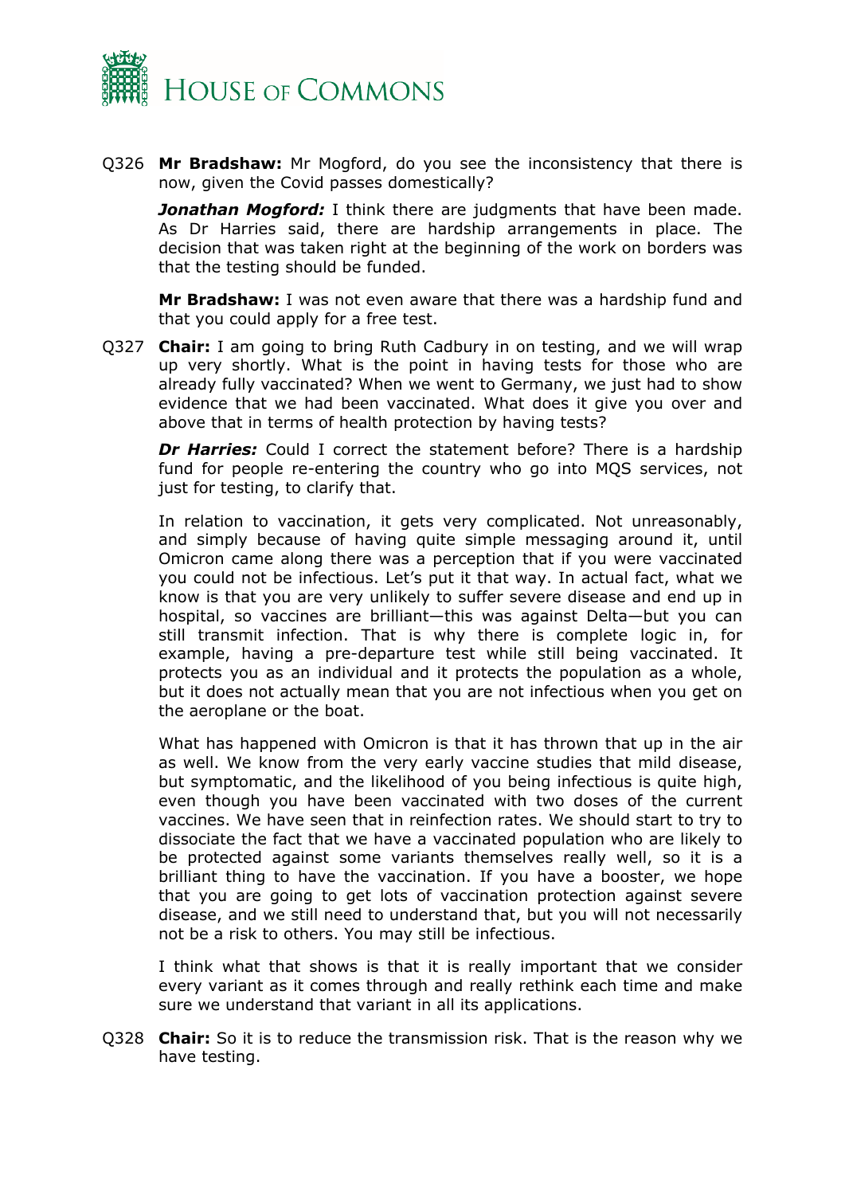Q326 **Mr Bradshaw:** Mr Mogford, do you see the inconsistency that there is now, given the Covid passes domestically?

***Jonathan Mogford:*** I think there are judgments that have been made. As Dr Harries said, there are hardship arrangements in place. The decision that was taken right at the beginning of the work on borders was that the testing should be funded.

**Mr Bradshaw:** I was not even aware that there was a hardship fund and that you could apply for a free test.

Q327 **Chair:** I am going to bring Ruth Cadbury in on testing, and we will wrap up very shortly. What is the point in having tests for those who are already fully vaccinated? When we went to Germany, we just had to show evidence that we had been vaccinated. What does it give you over and above that in terms of health protection by having tests?

***Dr Harries:*** Could I correct the statement before? There is a hardship fund for people re-entering the country who go into MQS services, not just for testing, to clarify that.

In relation to vaccination, it gets very complicated. Not unreasonably, and simply because of having quite simple messaging around it, until Omicron came along there was a perception that if you were vaccinated you could not be infectious. Let's put it that way. In actual fact, what we know is that you are very unlikely to suffer severe disease and end up in hospital, so vaccines are brilliant—this was against Delta—but you can still transmit infection. That is why there is complete logic in, for example, having a pre-departure test while still being vaccinated. It protects you as an individual and it protects the population as a whole, but it does not actually mean that you are not infectious when you get on the aeroplane or the boat.

What has happened with Omicron is that it has thrown that up in the air as well. We know from the very early vaccine studies that mild disease, but symptomatic, and the likelihood of you being infectious is quite high, even though you have been vaccinated with two doses of the current vaccines. We have seen that in reinfection rates. We should start to try to dissociate the fact that we have a vaccinated population who are likely to be protected against some variants themselves really well, so it is a brilliant thing to have the vaccination. If you have a booster, we hope that you are going to get lots of vaccination protection against severe disease, and we still need to understand that, but you will not necessarily not be a risk to others. You may still be infectious.

I think what that shows is that it is really important that we consider every variant as it comes through and really rethink each time and make sure we understand that variant in all its applications.

Q328 **Chair:** So it is to reduce the transmission risk. That is the reason why we have testing.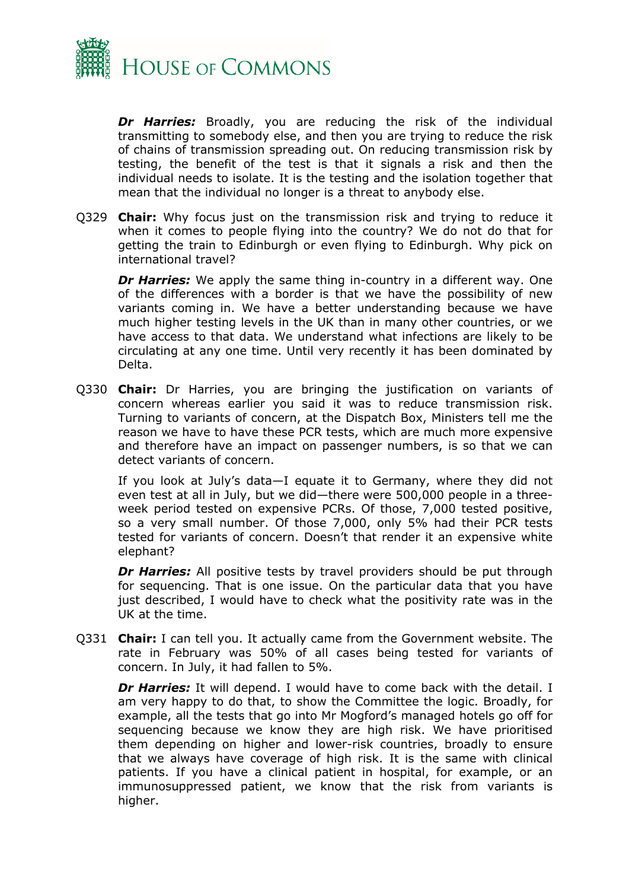***Dr Harries:*** Broadly, you are reducing the risk of the individual transmitting to somebody else, and then you are trying to reduce the risk of chains of transmission spreading out. On reducing transmission risk by testing, the benefit of the test is that it signals a risk and then the individual needs to isolate. It is the testing and the isolation together that mean that the individual no longer is a threat to anybody else.

Q329 **Chair:** Why focus just on the transmission risk and trying to reduce it when it comes to people flying into the country? We do not do that for getting the train to Edinburgh or even flying to Edinburgh. Why pick on international travel?

***Dr Harries:*** We apply the same thing in-country in a different way. One of the differences with a border is that we have the possibility of new variants coming in. We have a better understanding because we have much higher testing levels in the UK than in many other countries, or we have access to that data. We understand what infections are likely to be circulating at any one time. Until very recently it has been dominated by Delta.

Q330 **Chair:** Dr Harries, you are bringing the justification on variants of concern whereas earlier you said it was to reduce transmission risk. Turning to variants of concern, at the Dispatch Box, Ministers tell me the reason we have to have these PCR tests, which are much more expensive and therefore have an impact on passenger numbers, is so that we can detect variants of concern.

If you look at July's data—I equate it to Germany, where they did not even test at all in July, but we did—there were 500,000 people in a three-week period tested on expensive PCRs. Of those, 7,000 tested positive, so a very small number. Of those 7,000, only 5% had their PCR tests tested for variants of concern. Doesn't that render it an expensive white elephant?

***Dr Harries:*** All positive tests by travel providers should be put through for sequencing. That is one issue. On the particular data that you have just described, I would have to check what the positivity rate was in the UK at the time.

Q331 **Chair:** I can tell you. It actually came from the Government website. The rate in February was 50% of all cases being tested for variants of concern. In July, it had fallen to 5%.

***Dr Harries:*** It will depend. I would have to come back with the detail. I am very happy to do that, to show the Committee the logic. Broadly, for example, all the tests that go into Mr Mogford's managed hotels go off for sequencing because we know they are high risk. We have prioritised them depending on higher and lower-risk countries, broadly to ensure that we always have coverage of high risk. It is the same with clinical patients. If you have a clinical patient in hospital, for example, or an immunosuppressed patient, we know that the risk from variants is higher.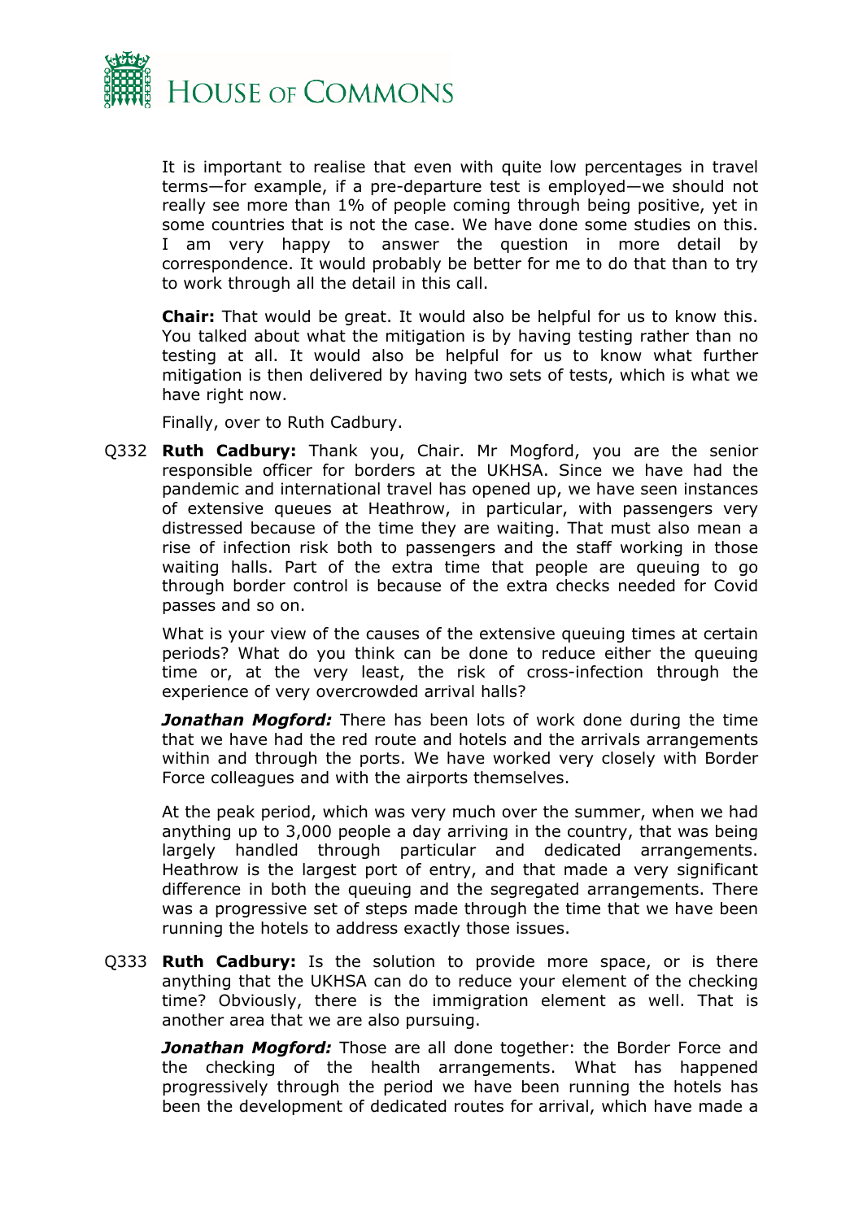It is important to realise that even with quite low percentages in travel terms—for example, if a pre-departure test is employed—we should not really see more than 1% of people coming through being positive, yet in some countries that is not the case. We have done some studies on this. I am very happy to answer the question in more detail by correspondence. It would probably be better for me to do that than to try to work through all the detail in this call.

**Chair:** That would be great. It would also be helpful for us to know this. You talked about what the mitigation is by having testing rather than no testing at all. It would also be helpful for us to know what further mitigation is then delivered by having two sets of tests, which is what we have right now.

Finally, over to Ruth Cadbury.

Q332 **Ruth Cadbury:** Thank you, Chair. Mr Mogford, you are the senior responsible officer for borders at the UKHSA. Since we have had the pandemic and international travel has opened up, we have seen instances of extensive queues at Heathrow, in particular, with passengers very distressed because of the time they are waiting. That must also mean a rise of infection risk both to passengers and the staff working in those waiting halls. Part of the extra time that people are queuing to go through border control is because of the extra checks needed for Covid passes and so on.

What is your view of the causes of the extensive queuing times at certain periods? What do you think can be done to reduce either the queuing time or, at the very least, the risk of cross-infection through the experience of very overcrowded arrival halls?

***Jonathan Mogford:*** There has been lots of work done during the time that we have had the red route and hotels and the arrivals arrangements within and through the ports. We have worked very closely with Border Force colleagues and with the airports themselves.

At the peak period, which was very much over the summer, when we had anything up to 3,000 people a day arriving in the country, that was being largely handled through particular and dedicated arrangements. Heathrow is the largest port of entry, and that made a very significant difference in both the queuing and the segregated arrangements. There was a progressive set of steps made through the time that we have been running the hotels to address exactly those issues.

Q333 **Ruth Cadbury:** Is the solution to provide more space, or is there anything that the UKHSA can do to reduce your element of the checking time? Obviously, there is the immigration element as well. That is another area that we are also pursuing.

***Jonathan Mogford:*** Those are all done together: the Border Force and the checking of the health arrangements. What has happened progressively through the period we have been running the hotels has been the development of dedicated routes for arrival, which have made a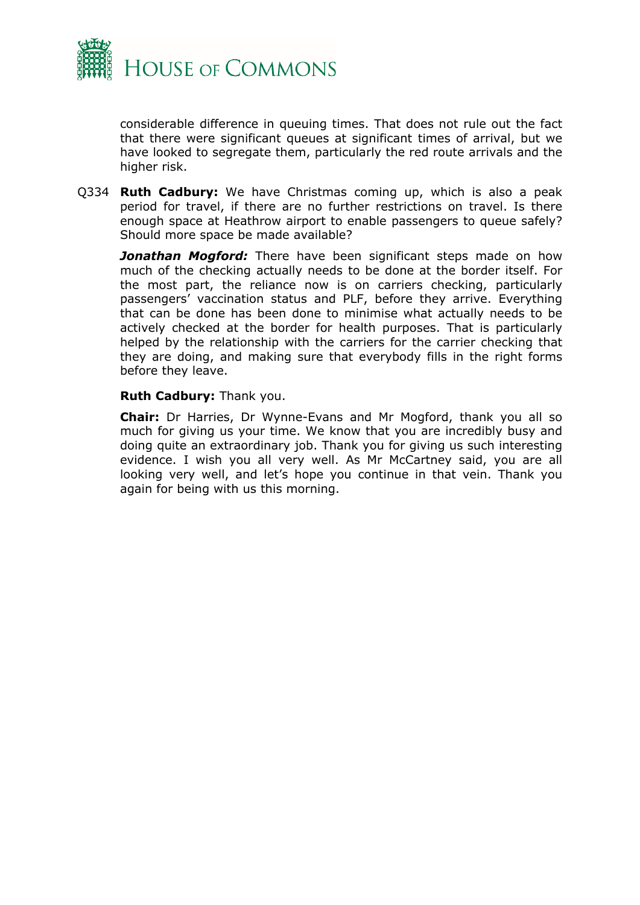considerable difference in queuing times. That does not rule out the fact that there were significant queues at significant times of arrival, but we have looked to segregate them, particularly the red route arrivals and the higher risk.

Q334 **Ruth Cadbury:** We have Christmas coming up, which is also a peak period for travel, if there are no further restrictions on travel. Is there enough space at Heathrow airport to enable passengers to queue safely? Should more space be made available?

***Jonathan Mogford:*** There have been significant steps made on how much of the checking actually needs to be done at the border itself. For the most part, the reliance now is on carriers checking, particularly passengers' vaccination status and PLF, before they arrive. Everything that can be done has been done to minimise what actually needs to be actively checked at the border for health purposes. That is particularly helped by the relationship with the carriers for the carrier checking that they are doing, and making sure that everybody fills in the right forms before they leave.

**Ruth Cadbury:** Thank you.

**Chair:** Dr Harries, Dr Wynne-Evans and Mr Mogford, thank you all so much for giving us your time. We know that you are incredibly busy and doing quite an extraordinary job. Thank you for giving us such interesting evidence. I wish you all very well. As Mr McCartney said, you are all looking very well, and let's hope you continue in that vein. Thank you again for being with us this morning.